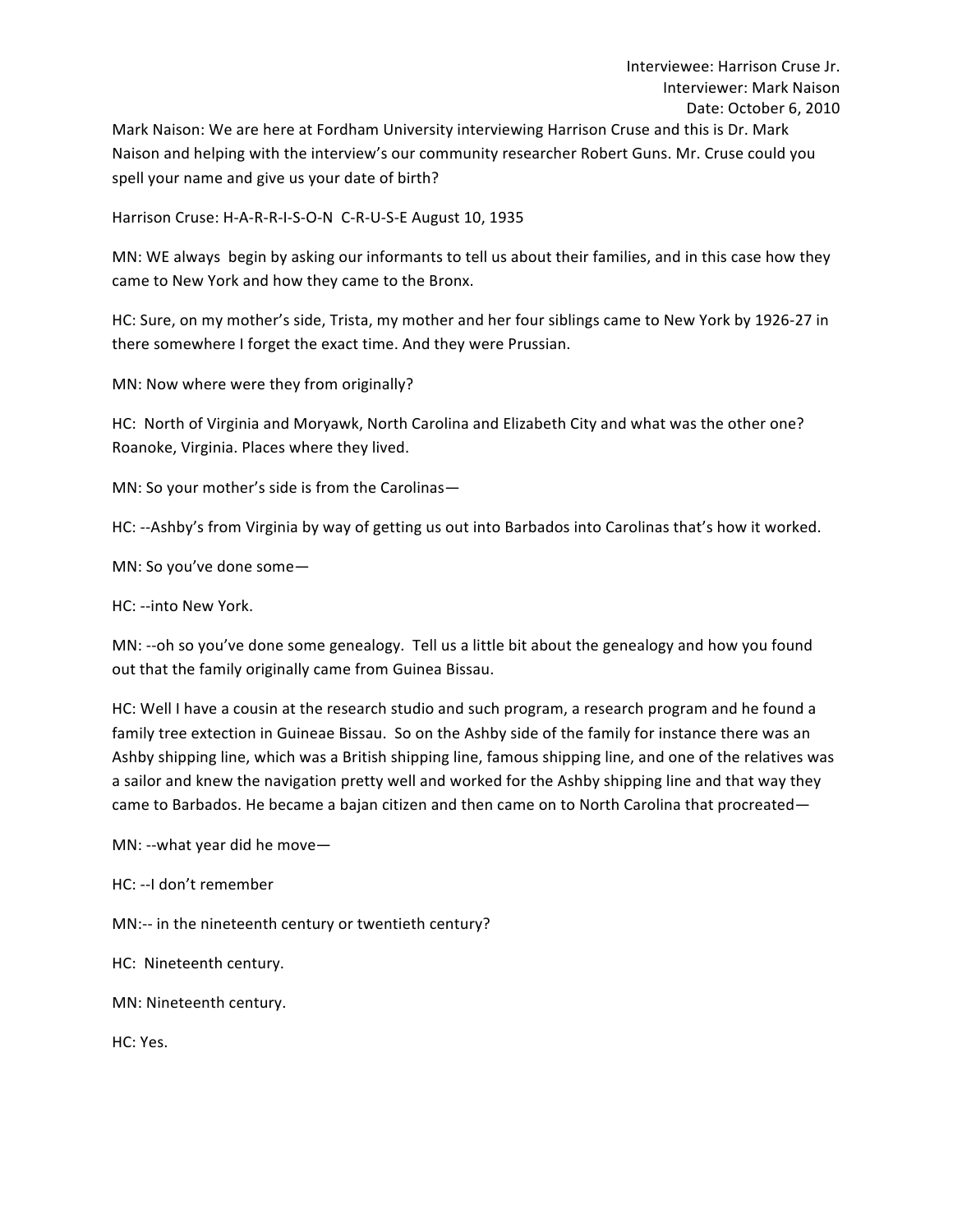Interviewee: Harrison Cruse Jr.
Interviewer: Mark Naison
Date: October 6, 2010

Mark Naison: We are here at Fordham University interviewing Harrison Cruse and this is Dr. Mark Naison and helping with the interview's our community researcher Robert Guns. Mr. Cruse could you spell your name and give us your date of birth?

Harrison Cruse: H-A-R-R-I-S-O-N C-R-U-S-E August 10, 1935

MN: WE always begin by asking our informants to tell us about their families, and in this case how they came to New York and how they came to the Bronx.

HC: Sure, on my mother's side, Trista, my mother and her four siblings came to New York by 1926-27 in there somewhere I forget the exact time. And they were Prussian.

MN: Now where were they from originally?

HC: North of Virginia and Moryawk, North Carolina and Elizabeth City and what was the other one? Roanoke, Virginia. Places where they lived.

MN: So your mother's side is from the Carolinas—

HC: --Ashby's from Virginia by way of getting us out into Barbados into Carolinas that's how it worked.

MN: So you've done some—

HC: --into New York.

MN: --oh so you've done some genealogy. Tell us a little bit about the genealogy and how you found out that the family originally came from Guinea Bissau.

HC: Well I have a cousin at the research studio and such program, a research program and he found a family tree extection in Guineae Bissau. So on the Ashby side of the family for instance there was an Ashby shipping line, which was a British shipping line, famous shipping line, and one of the relatives was a sailor and knew the navigation pretty well and worked for the Ashby shipping line and that way they came to Barbados. He became a bajan citizen and then came on to North Carolina that procreated—

MN: --what year did he move—

HC: --I don't remember

MN:-- in the nineteenth century or twentieth century?

HC: Nineteenth century.

MN: Nineteenth century.

HC: Yes.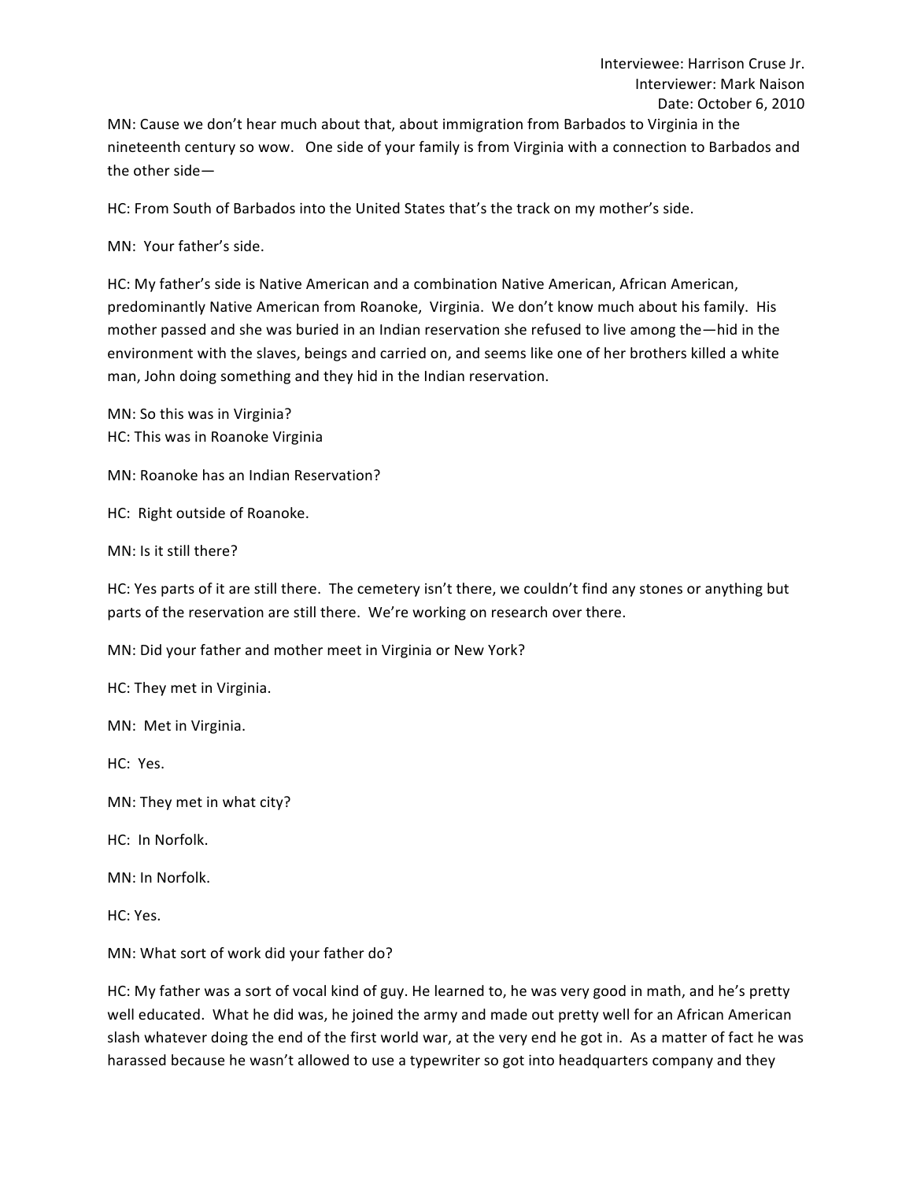MN: Cause we don't hear much about that, about immigration from Barbados to Virginia in the nineteenth century so wow.  One side of your family is from Virginia with a connection to Barbados and the other side—

HC: From South of Barbados into the United States that's the track on my mother's side.

MN:  Your father's side.

HC: My father's side is Native American and a combination Native American, African American, predominantly Native American from Roanoke,  Virginia.  We don't know much about his family.  His mother passed and she was buried in an Indian reservation she refused to live among the—hid in the environment with the slaves, beings and carried on, and seems like one of her brothers killed a white man, John doing something and they hid in the Indian reservation.

MN: So this was in Virginia?
HC: This was in Roanoke Virginia

MN: Roanoke has an Indian Reservation?

HC:  Right outside of Roanoke.

MN: Is it still there?

HC: Yes parts of it are still there.  The cemetery isn't there, we couldn't find any stones or anything but parts of the reservation are still there.  We're working on research over there.

MN: Did your father and mother meet in Virginia or New York?

HC: They met in Virginia.

MN:  Met in Virginia.

HC:  Yes.

MN: They met in what city?

HC:  In Norfolk.

MN: In Norfolk.

HC: Yes.

MN: What sort of work did your father do?

HC: My father was a sort of vocal kind of guy. He learned to, he was very good in math, and he's pretty well educated.  What he did was, he joined the army and made out pretty well for an African American slash whatever doing the end of the first world war, at the very end he got in.  As a matter of fact he was harassed because he wasn't allowed to use a typewriter so got into headquarters company and they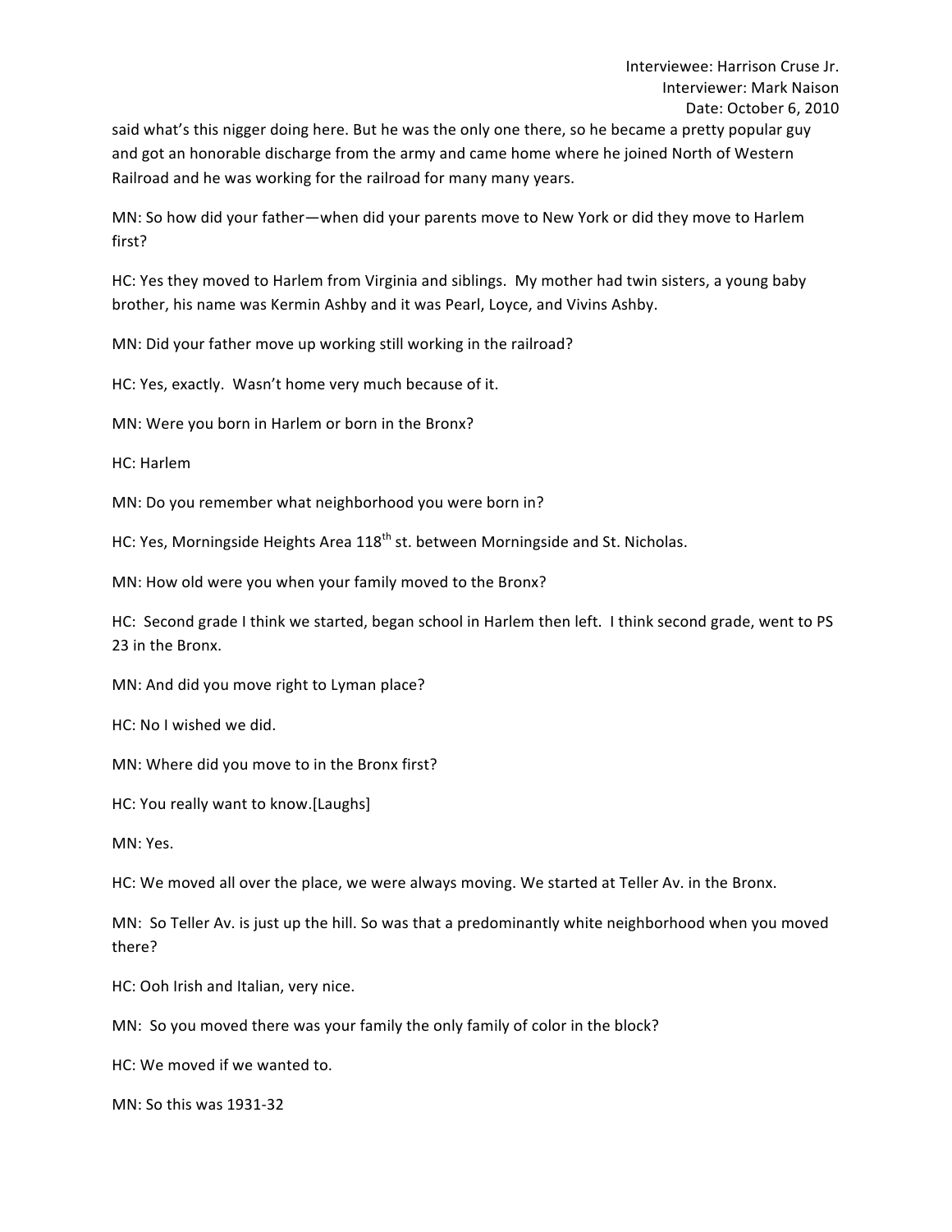said what's this nigger doing here. But he was the only one there, so he became a pretty popular guy and got an honorable discharge from the army and came home where he joined North of Western Railroad and he was working for the railroad for many many years.

MN: So how did your father—when did your parents move to New York or did they move to Harlem first?

HC: Yes they moved to Harlem from Virginia and siblings. My mother had twin sisters, a young baby brother, his name was Kermin Ashby and it was Pearl, Loyce, and Vivins Ashby.

MN: Did your father move up working still working in the railroad?

HC: Yes, exactly. Wasn't home very much because of it.

MN: Were you born in Harlem or born in the Bronx?

HC: Harlem

MN: Do you remember what neighborhood you were born in?

HC: Yes, Morningside Heights Area 118th st. between Morningside and St. Nicholas.

MN: How old were you when your family moved to the Bronx?

HC: Second grade I think we started, began school in Harlem then left. I think second grade, went to PS 23 in the Bronx.

MN: And did you move right to Lyman place?

HC: No I wished we did.

MN: Where did you move to in the Bronx first?

HC: You really want to know.[Laughs]

MN: Yes.

HC: We moved all over the place, we were always moving. We started at Teller Av. in the Bronx.

MN: So Teller Av. is just up the hill. So was that a predominantly white neighborhood when you moved there?

HC: Ooh Irish and Italian, very nice.

MN: So you moved there was your family the only family of color in the block?

HC: We moved if we wanted to.

MN: So this was 1931-32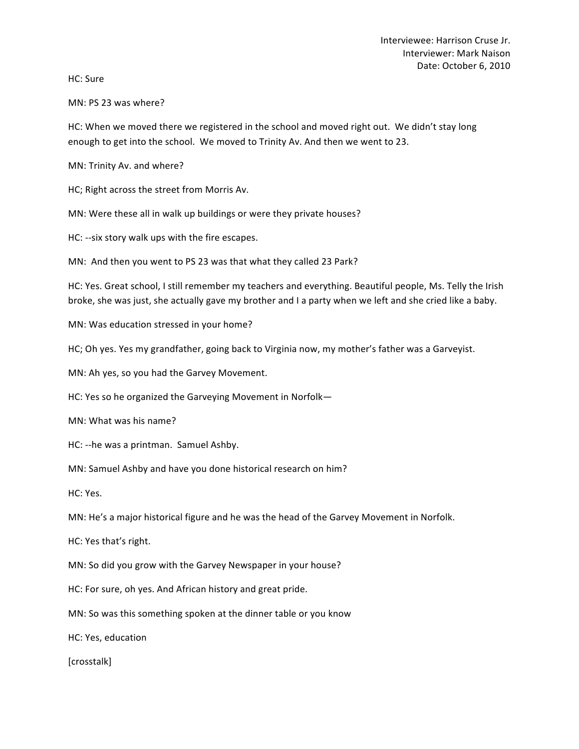HC: Sure

MN: PS 23 was where?

HC: When we moved there we registered in the school and moved right out. We didn't stay long enough to get into the school. We moved to Trinity Av. And then we went to 23.

MN: Trinity Av. and where?

HC; Right across the street from Morris Av.

MN: Were these all in walk up buildings or were they private houses?

HC: --six story walk ups with the fire escapes.

MN: And then you went to PS 23 was that what they called 23 Park?

HC: Yes. Great school, I still remember my teachers and everything. Beautiful people, Ms. Telly the Irish broke, she was just, she actually gave my brother and I a party when we left and she cried like a baby.

MN: Was education stressed in your home?

HC; Oh yes. Yes my grandfather, going back to Virginia now, my mother's father was a Garveyist.

MN: Ah yes, so you had the Garvey Movement.

HC: Yes so he organized the Garveying Movement in Norfolk—

MN: What was his name?

HC: --he was a printman. Samuel Ashby.

MN: Samuel Ashby and have you done historical research on him?

HC: Yes.

MN: He's a major historical figure and he was the head of the Garvey Movement in Norfolk.

HC: Yes that's right.

MN: So did you grow with the Garvey Newspaper in your house?

HC: For sure, oh yes. And African history and great pride.

MN: So was this something spoken at the dinner table or you know

HC: Yes, education

[crosstalk]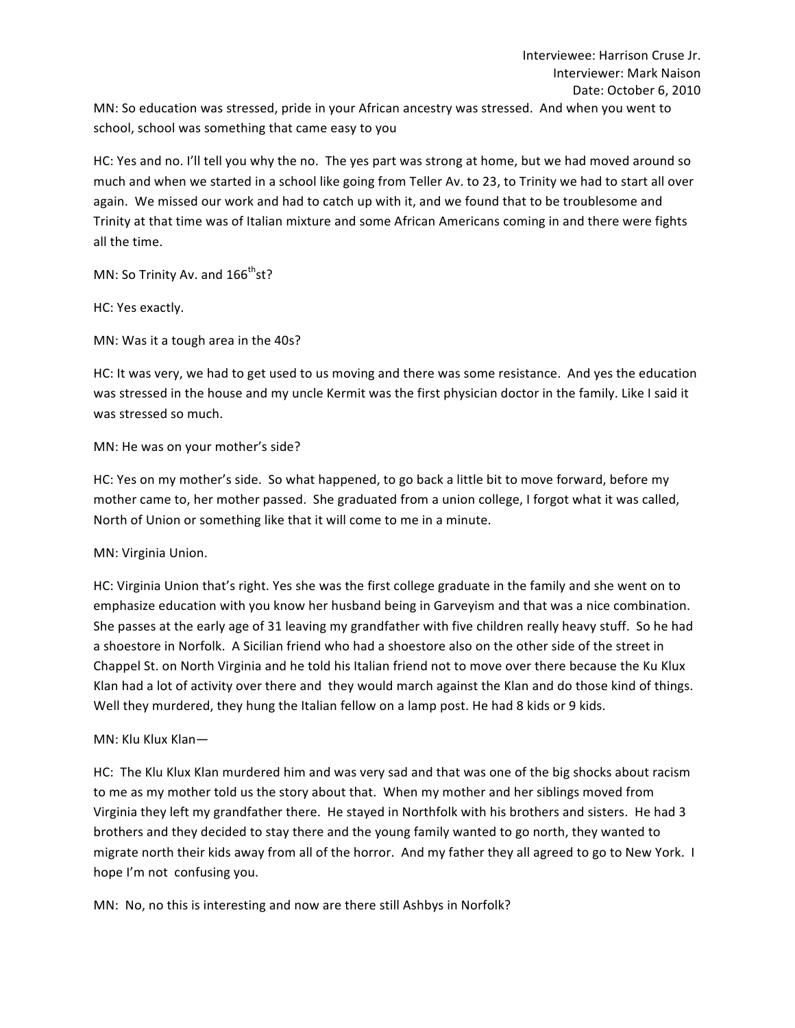MN: So education was stressed, pride in your African ancestry was stressed. And when you went to school, school was something that came easy to you

HC: Yes and no. I'll tell you why the no. The yes part was strong at home, but we had moved around so much and when we started in a school like going from Teller Av. to 23, to Trinity we had to start all over again. We missed our work and had to catch up with it, and we found that to be troublesome and Trinity at that time was of Italian mixture and some African Americans coming in and there were fights all the time.

MN: So Trinity Av. and 166th st?

HC: Yes exactly.

MN: Was it a tough area in the 40s?

HC: It was very, we had to get used to us moving and there was some resistance. And yes the education was stressed in the house and my uncle Kermit was the first physician doctor in the family. Like I said it was stressed so much.

MN: He was on your mother's side?

HC: Yes on my mother's side. So what happened, to go back a little bit to move forward, before my mother came to, her mother passed. She graduated from a union college, I forgot what it was called, North of Union or something like that it will come to me in a minute.

MN: Virginia Union.

HC: Virginia Union that's right. Yes she was the first college graduate in the family and she went on to emphasize education with you know her husband being in Garveyism and that was a nice combination. She passes at the early age of 31 leaving my grandfather with five children really heavy stuff. So he had a shoestore in Norfolk. A Sicilian friend who had a shoestore also on the other side of the street in Chappel St. on North Virginia and he told his Italian friend not to move over there because the Ku Klux Klan had a lot of activity over there and they would march against the Klan and do those kind of things. Well they murdered, they hung the Italian fellow on a lamp post. He had 8 kids or 9 kids.

MN: Klu Klux Klan—

HC: The Klu Klux Klan murdered him and was very sad and that was one of the big shocks about racism to me as my mother told us the story about that. When my mother and her siblings moved from Virginia they left my grandfather there. He stayed in Northfolk with his brothers and sisters. He had 3 brothers and they decided to stay there and the young family wanted to go north, they wanted to migrate north their kids away from all of the horror. And my father they all agreed to go to New York. I hope I'm not confusing you.

MN: No, no this is interesting and now are there still Ashbys in Norfolk?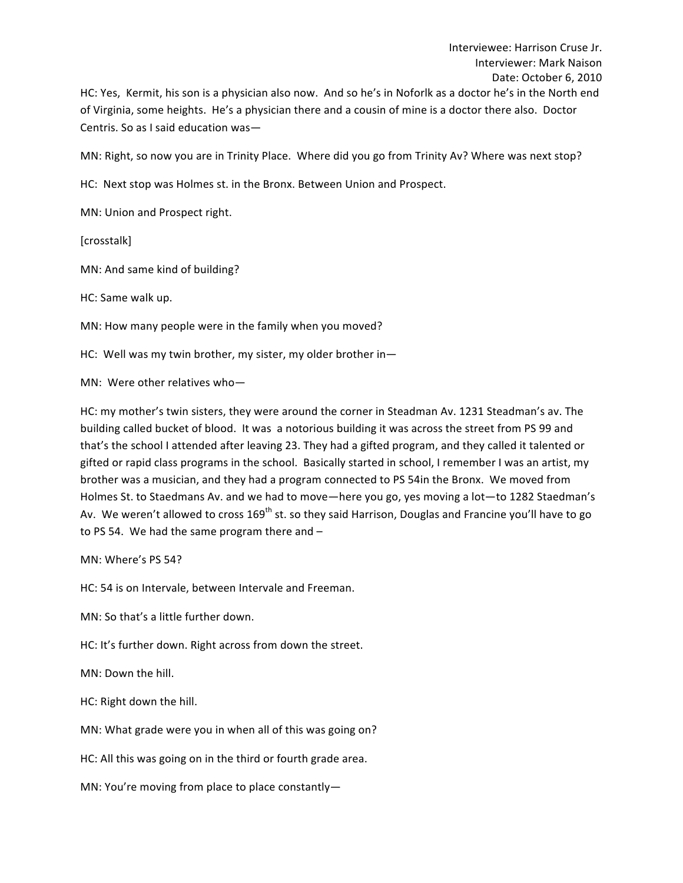HC: Yes, Kermit, his son is a physician also now. And so he's in Noforlk as a doctor he's in the North end of Virginia, some heights. He's a physician there and a cousin of mine is a doctor there also. Doctor Centris. So as I said education was—

MN: Right, so now you are in Trinity Place. Where did you go from Trinity Av? Where was next stop?

HC: Next stop was Holmes st. in the Bronx. Between Union and Prospect.

MN: Union and Prospect right.

[crosstalk]

MN: And same kind of building?

HC: Same walk up.

MN: How many people were in the family when you moved?

HC: Well was my twin brother, my sister, my older brother in—

MN: Were other relatives who—

HC: my mother's twin sisters, they were around the corner in Steadman Av. 1231 Steadman's av. The building called bucket of blood. It was a notorious building it was across the street from PS 99 and that's the school I attended after leaving 23. They had a gifted program, and they called it talented or gifted or rapid class programs in the school. Basically started in school, I remember I was an artist, my brother was a musician, and they had a program connected to PS 54in the Bronx. We moved from Holmes St. to Staedmans Av. and we had to move—here you go, yes moving a lot—to 1282 Staedman's Av. We weren't allowed to cross 169th st. so they said Harrison, Douglas and Francine you'll have to go to PS 54. We had the same program there and –

MN: Where's PS 54?

HC: 54 is on Intervale, between Intervale and Freeman.

MN: So that's a little further down.

HC: It's further down. Right across from down the street.

MN: Down the hill.

HC: Right down the hill.

MN: What grade were you in when all of this was going on?

HC: All this was going on in the third or fourth grade area.

MN: You're moving from place to place constantly—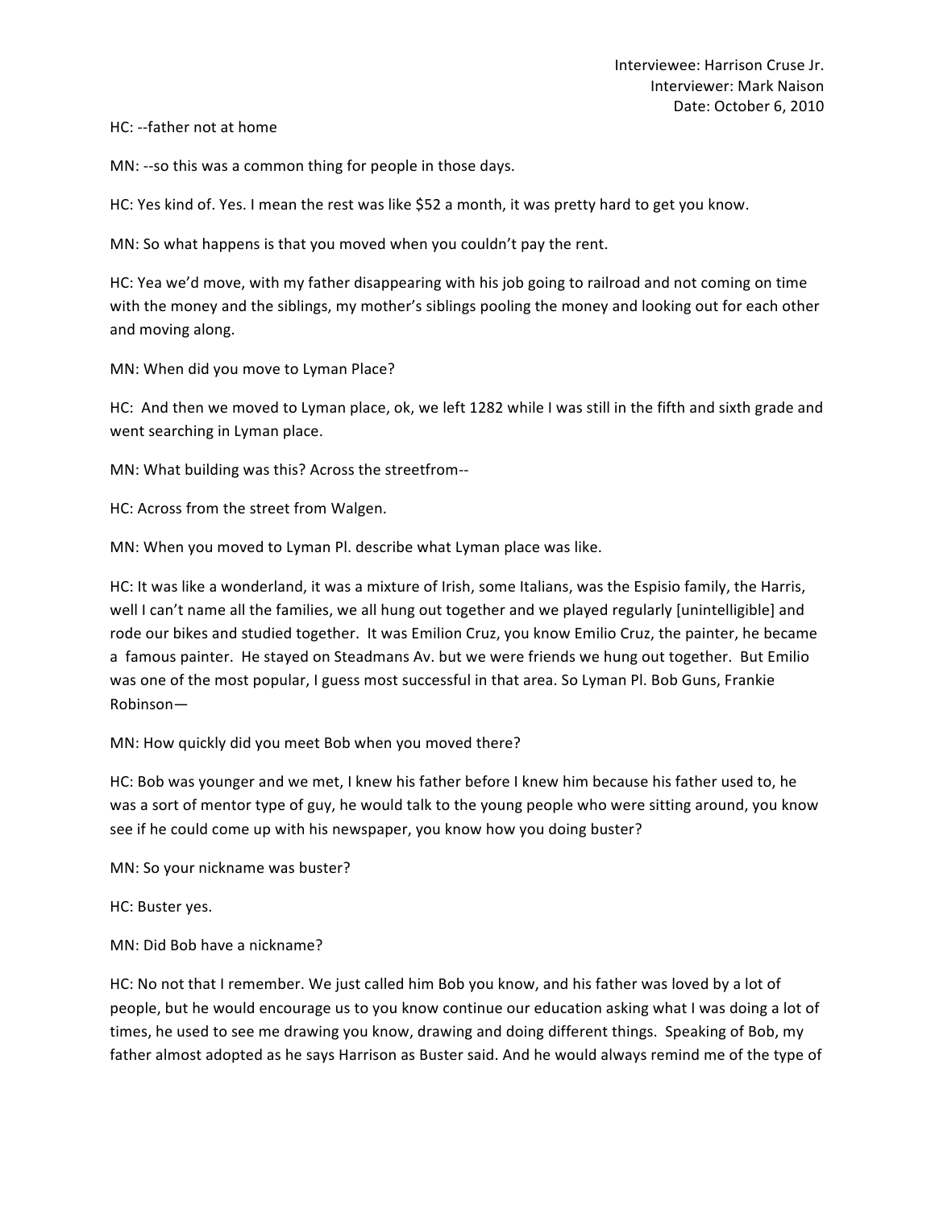HC: --father not at home

MN: --so this was a common thing for people in those days.

HC: Yes kind of. Yes. I mean the rest was like $52 a month, it was pretty hard to get you know.

MN: So what happens is that you moved when you couldn't pay the rent.

HC: Yea we'd move, with my father disappearing with his job going to railroad and not coming on time with the money and the siblings, my mother's siblings pooling the money and looking out for each other and moving along.

MN: When did you move to Lyman Place?

HC: And then we moved to Lyman place, ok, we left 1282 while I was still in the fifth and sixth grade and went searching in Lyman place.

MN: What building was this? Across the streetfrom--

HC: Across from the street from Walgen.

MN: When you moved to Lyman Pl. describe what Lyman place was like.

HC: It was like a wonderland, it was a mixture of Irish, some Italians, was the Espisio family, the Harris, well I can't name all the families, we all hung out together and we played regularly [unintelligible] and rode our bikes and studied together. It was Emilion Cruz, you know Emilio Cruz, the painter, he became a famous painter. He stayed on Steadmans Av. but we were friends we hung out together. But Emilio was one of the most popular, I guess most successful in that area. So Lyman Pl. Bob Guns, Frankie Robinson—

MN: How quickly did you meet Bob when you moved there?

HC: Bob was younger and we met, I knew his father before I knew him because his father used to, he was a sort of mentor type of guy, he would talk to the young people who were sitting around, you know see if he could come up with his newspaper, you know how you doing buster?

MN: So your nickname was buster?

HC: Buster yes.

MN: Did Bob have a nickname?

HC: No not that I remember. We just called him Bob you know, and his father was loved by a lot of people, but he would encourage us to you know continue our education asking what I was doing a lot of times, he used to see me drawing you know, drawing and doing different things. Speaking of Bob, my father almost adopted as he says Harrison as Buster said. And he would always remind me of the type of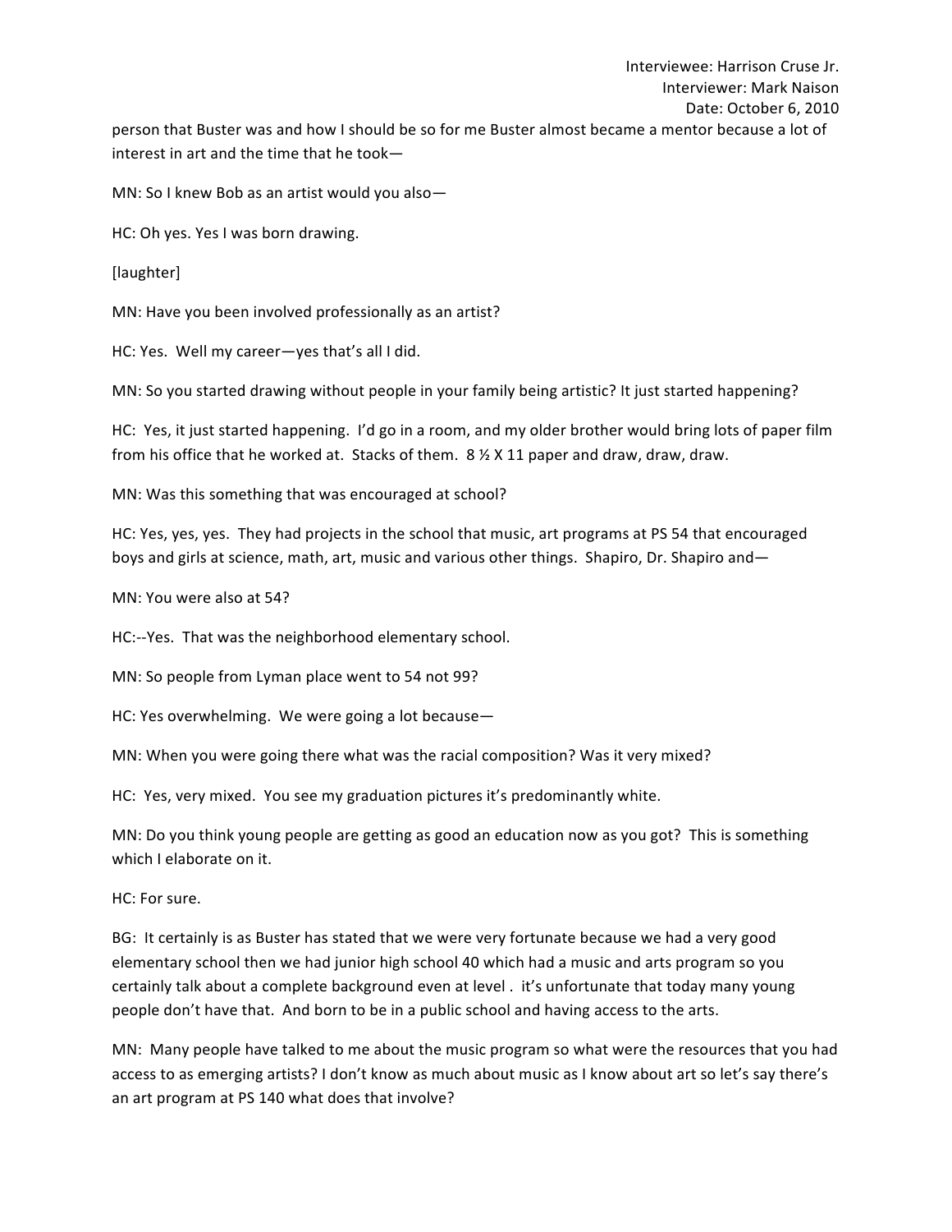person that Buster was and how I should be so for me Buster almost became a mentor because a lot of interest in art and the time that he took—

MN: So I knew Bob as an artist would you also—

HC: Oh yes. Yes I was born drawing.

[laughter]

MN: Have you been involved professionally as an artist?

HC: Yes. Well my career—yes that's all I did.

MN: So you started drawing without people in your family being artistic? It just started happening?

HC: Yes, it just started happening. I'd go in a room, and my older brother would bring lots of paper film from his office that he worked at. Stacks of them. 8 ½ X 11 paper and draw, draw, draw.

MN: Was this something that was encouraged at school?

HC: Yes, yes, yes. They had projects in the school that music, art programs at PS 54 that encouraged boys and girls at science, math, art, music and various other things. Shapiro, Dr. Shapiro and—

MN: You were also at 54?

HC:--Yes. That was the neighborhood elementary school.

MN: So people from Lyman place went to 54 not 99?

HC: Yes overwhelming. We were going a lot because—

MN: When you were going there what was the racial composition? Was it very mixed?

HC: Yes, very mixed. You see my graduation pictures it's predominantly white.

MN: Do you think young people are getting as good an education now as you got? This is something which I elaborate on it.

HC: For sure.

BG: It certainly is as Buster has stated that we were very fortunate because we had a very good elementary school then we had junior high school 40 which had a music and arts program so you certainly talk about a complete background even at level . it's unfortunate that today many young people don't have that. And born to be in a public school and having access to the arts.

MN: Many people have talked to me about the music program so what were the resources that you had access to as emerging artists? I don't know as much about music as I know about art so let's say there's an art program at PS 140 what does that involve?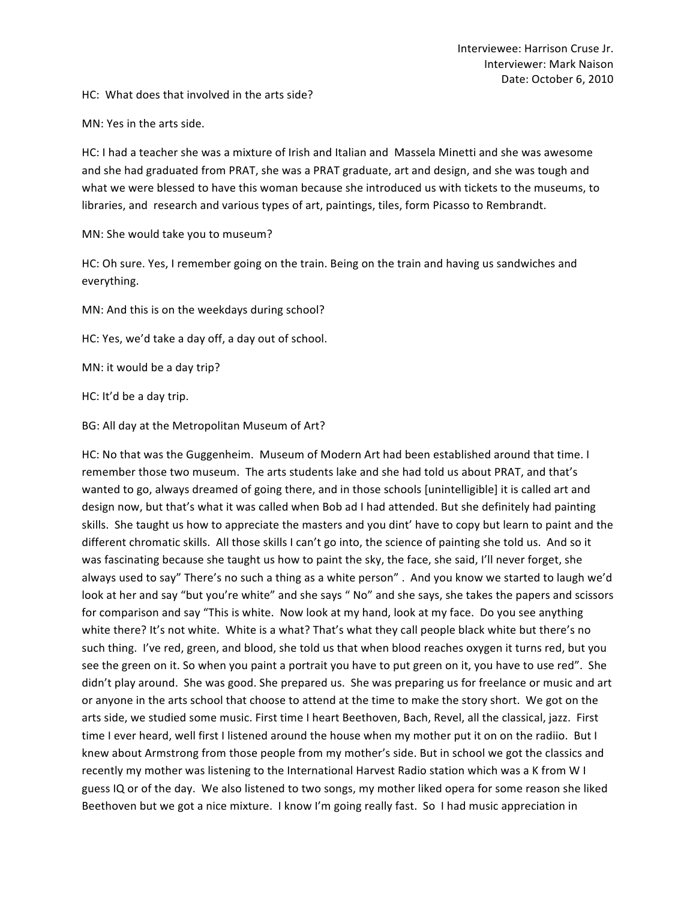HC: What does that involved in the arts side?

MN: Yes in the arts side.

HC: I had a teacher she was a mixture of Irish and Italian and Massela Minetti and she was awesome and she had graduated from PRAT, she was a PRAT graduate, art and design, and she was tough and what we were blessed to have this woman because she introduced us with tickets to the museums, to libraries, and research and various types of art, paintings, tiles, form Picasso to Rembrandt.

MN: She would take you to museum?

HC: Oh sure. Yes, I remember going on the train. Being on the train and having us sandwiches and everything.

MN: And this is on the weekdays during school?

HC: Yes, we'd take a day off, a day out of school.

MN: it would be a day trip?

HC: It'd be a day trip.

BG: All day at the Metropolitan Museum of Art?

HC: No that was the Guggenheim. Museum of Modern Art had been established around that time. I remember those two museum. The arts students lake and she had told us about PRAT, and that's wanted to go, always dreamed of going there, and in those schools [unintelligible] it is called art and design now, but that's what it was called when Bob ad I had attended. But she definitely had painting skills. She taught us how to appreciate the masters and you dint' have to copy but learn to paint and the different chromatic skills. All those skills I can't go into, the science of painting she told us. And so it was fascinating because she taught us how to paint the sky, the face, she said, I'll never forget, she always used to say" There's no such a thing as a white person" . And you know we started to laugh we'd look at her and say "but you're white" and she says " No" and she says, she takes the papers and scissors for comparison and say "This is white. Now look at my hand, look at my face. Do you see anything white there? It's not white. White is a what? That's what they call people black white but there's no such thing. I've red, green, and blood, she told us that when blood reaches oxygen it turns red, but you see the green on it. So when you paint a portrait you have to put green on it, you have to use red". She didn't play around. She was good. She prepared us. She was preparing us for freelance or music and art or anyone in the arts school that choose to attend at the time to make the story short. We got on the arts side, we studied some music. First time I heart Beethoven, Bach, Revel, all the classical, jazz. First time I ever heard, well first I listened around the house when my mother put it on on the radiio. But I knew about Armstrong from those people from my mother's side. But in school we got the classics and recently my mother was listening to the International Harvest Radio station which was a K from W I guess IQ or of the day. We also listened to two songs, my mother liked opera for some reason she liked Beethoven but we got a nice mixture. I know I'm going really fast. So I had music appreciation in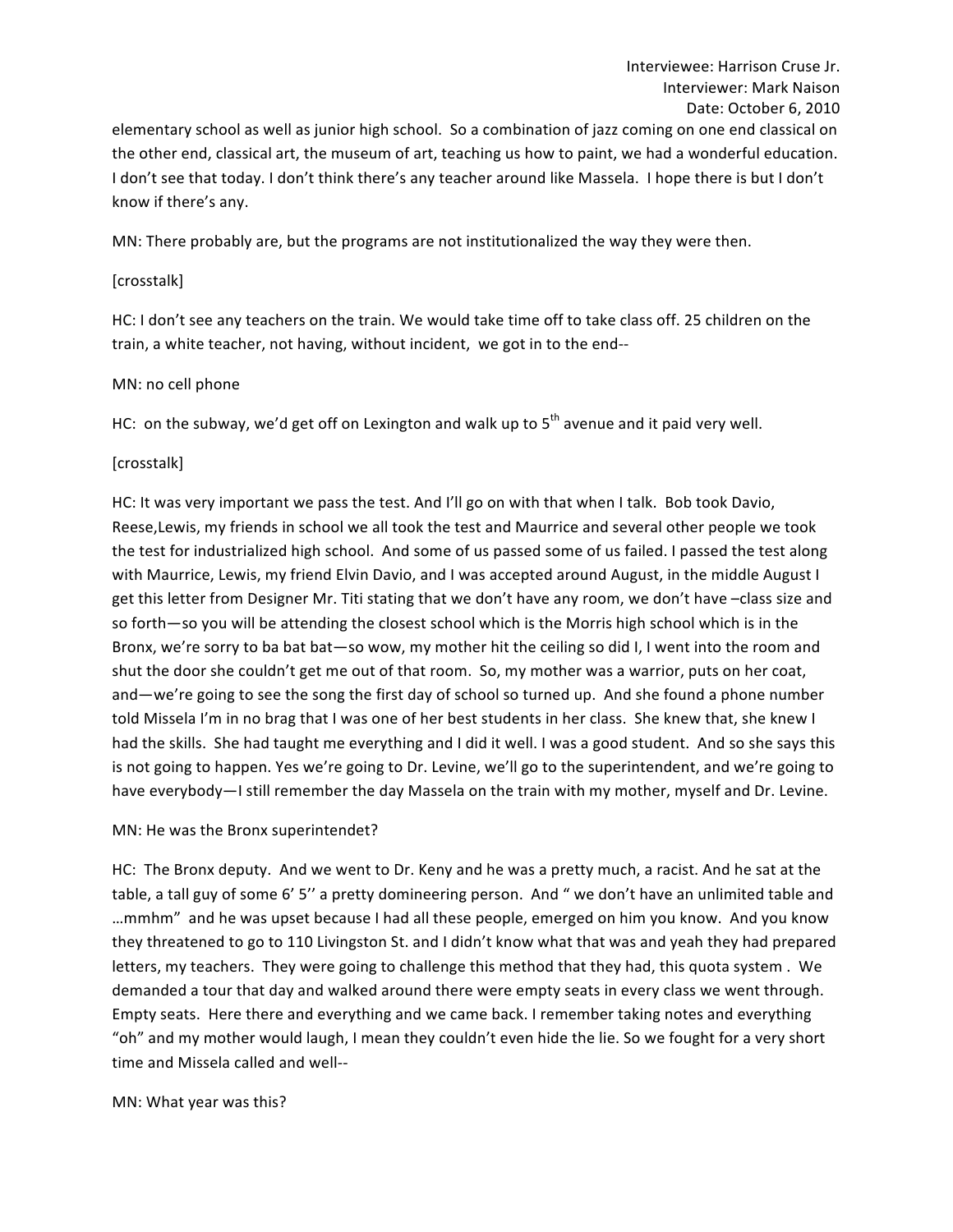elementary school as well as junior high school. So a combination of jazz coming on one end classical on the other end, classical art, the museum of art, teaching us how to paint, we had a wonderful education. I don't see that today. I don't think there's any teacher around like Massela. I hope there is but I don't know if there's any.

MN: There probably are, but the programs are not institutionalized the way they were then.

[crosstalk]

HC: I don't see any teachers on the train. We would take time off to take class off. 25 children on the train, a white teacher, not having, without incident, we got in to the end--

MN: no cell phone

HC: on the subway, we'd get off on Lexington and walk up to 5th avenue and it paid very well.

[crosstalk]

HC: It was very important we pass the test. And I'll go on with that when I talk. Bob took Davio, Reese,Lewis, my friends in school we all took the test and Maurrice and several other people we took the test for industrialized high school. And some of us passed some of us failed. I passed the test along with Maurrice, Lewis, my friend Elvin Davio, and I was accepted around August, in the middle August I get this letter from Designer Mr. Titi stating that we don't have any room, we don't have –class size and so forth—so you will be attending the closest school which is the Morris high school which is in the Bronx, we're sorry to ba bat bat—so wow, my mother hit the ceiling so did I, I went into the room and shut the door she couldn't get me out of that room. So, my mother was a warrior, puts on her coat, and—we're going to see the song the first day of school so turned up. And she found a phone number told Missela I'm in no brag that I was one of her best students in her class. She knew that, she knew I had the skills. She had taught me everything and I did it well. I was a good student. And so she says this is not going to happen. Yes we're going to Dr. Levine, we'll go to the superintendent, and we're going to have everybody—I still remember the day Massela on the train with my mother, myself and Dr. Levine.

MN: He was the Bronx superintendet?

HC: The Bronx deputy. And we went to Dr. Keny and he was a pretty much, a racist. And he sat at the table, a tall guy of some 6' 5'' a pretty domineering person. And " we don't have an unlimited table and …mmhm" and he was upset because I had all these people, emerged on him you know. And you know they threatened to go to 110 Livingston St. and I didn't know what that was and yeah they had prepared letters, my teachers. They were going to challenge this method that they had, this quota system . We demanded a tour that day and walked around there were empty seats in every class we went through. Empty seats. Here there and everything and we came back. I remember taking notes and everything "oh" and my mother would laugh, I mean they couldn't even hide the lie. So we fought for a very short time and Missela called and well--

MN: What year was this?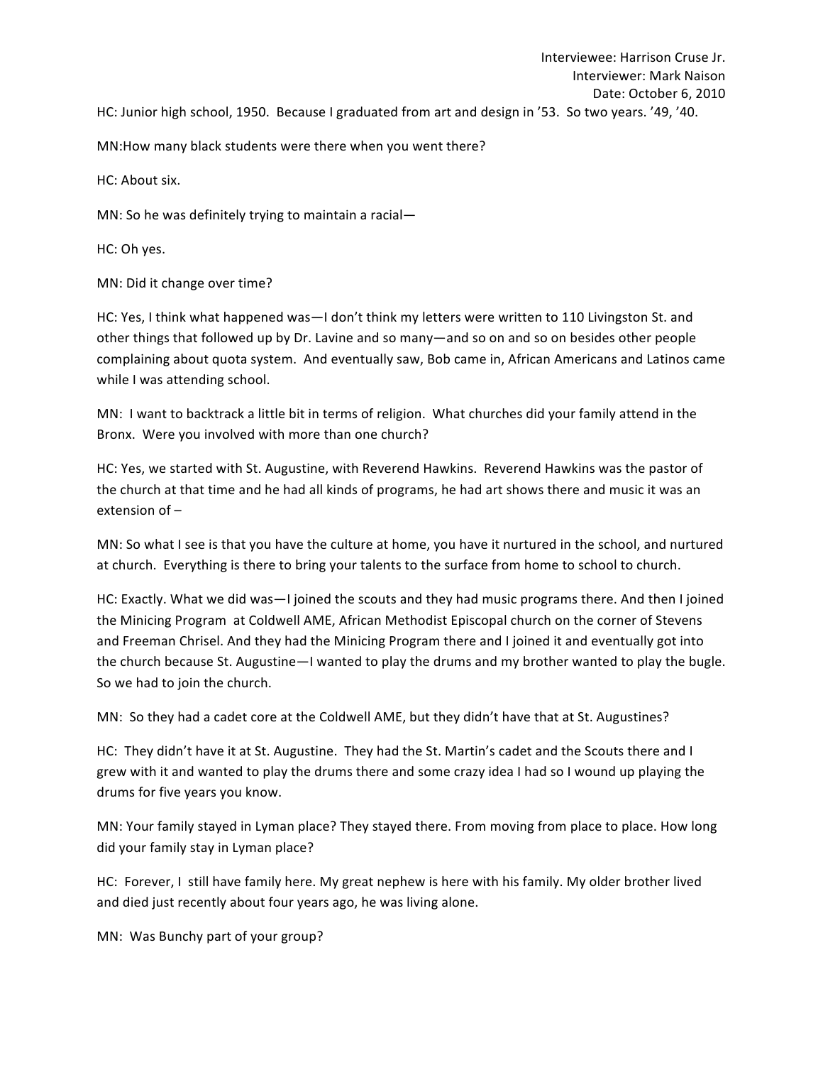HC: Junior high school, 1950. Because I graduated from art and design in '53. So two years. '49, '40.

MN:How many black students were there when you went there?

HC: About six.

MN: So he was definitely trying to maintain a racial—

HC: Oh yes.

MN: Did it change over time?

HC: Yes, I think what happened was—I don't think my letters were written to 110 Livingston St. and other things that followed up by Dr. Lavine and so many—and so on and so on besides other people complaining about quota system. And eventually saw, Bob came in, African Americans and Latinos came while I was attending school.

MN: I want to backtrack a little bit in terms of religion. What churches did your family attend in the Bronx. Were you involved with more than one church?

HC: Yes, we started with St. Augustine, with Reverend Hawkins. Reverend Hawkins was the pastor of the church at that time and he had all kinds of programs, he had art shows there and music it was an extension of –

MN: So what I see is that you have the culture at home, you have it nurtured in the school, and nurtured at church. Everything is there to bring your talents to the surface from home to school to church.

HC: Exactly. What we did was—I joined the scouts and they had music programs there. And then I joined the Minicing Program at Coldwell AME, African Methodist Episcopal church on the corner of Stevens and Freeman Chrisel. And they had the Minicing Program there and I joined it and eventually got into the church because St. Augustine—I wanted to play the drums and my brother wanted to play the bugle. So we had to join the church.

MN: So they had a cadet core at the Coldwell AME, but they didn't have that at St. Augustines?

HC: They didn't have it at St. Augustine. They had the St. Martin's cadet and the Scouts there and I grew with it and wanted to play the drums there and some crazy idea I had so I wound up playing the drums for five years you know.

MN: Your family stayed in Lyman place? They stayed there. From moving from place to place. How long did your family stay in Lyman place?

HC: Forever, I still have family here. My great nephew is here with his family. My older brother lived and died just recently about four years ago, he was living alone.

MN: Was Bunchy part of your group?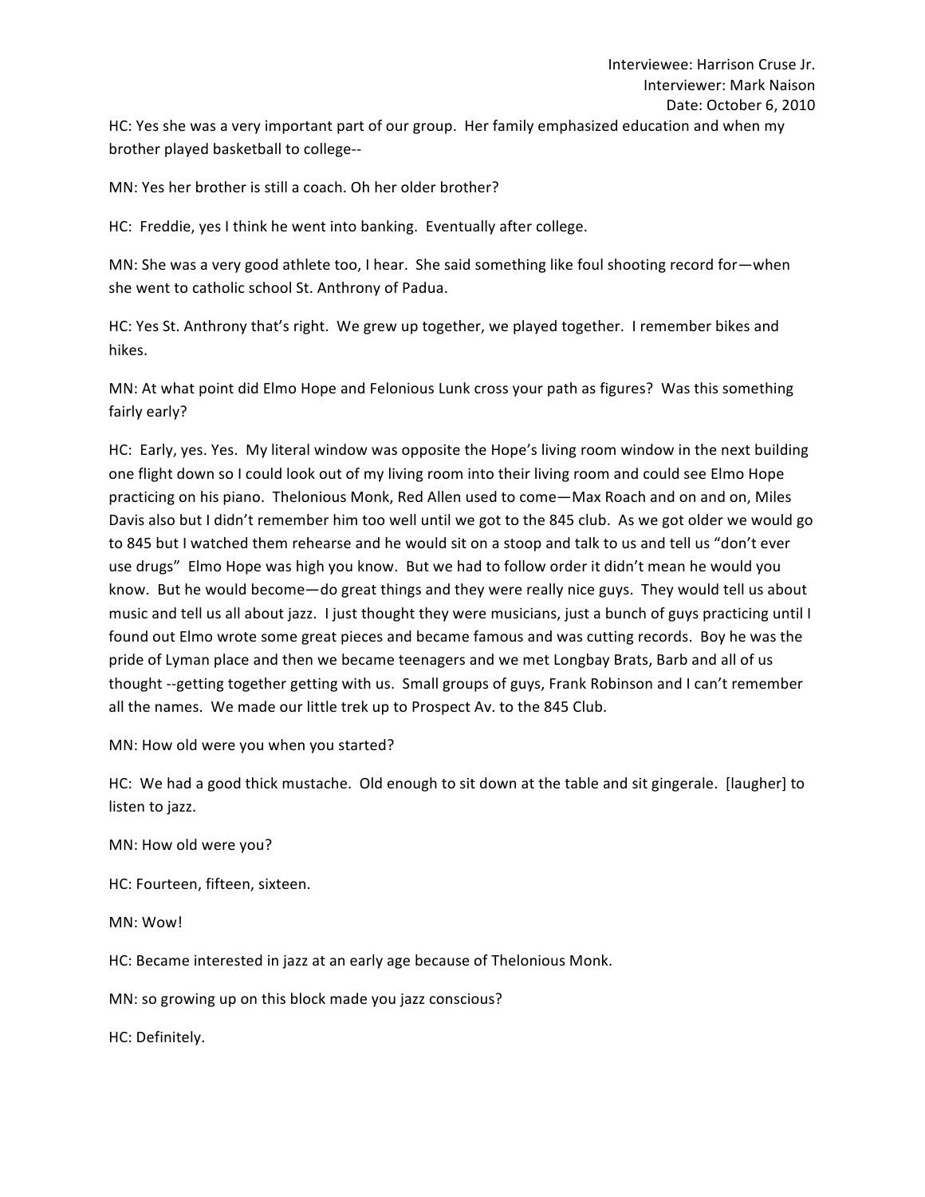HC: Yes she was a very important part of our group. Her family emphasized education and when my brother played basketball to college--

MN: Yes her brother is still a coach. Oh her older brother?

HC: Freddie, yes I think he went into banking. Eventually after college.

MN: She was a very good athlete too, I hear. She said something like foul shooting record for—when she went to catholic school St. Anthrony of Padua.

HC: Yes St. Anthrony that's right. We grew up together, we played together. I remember bikes and hikes.

MN: At what point did Elmo Hope and Felonious Lunk cross your path as figures? Was this something fairly early?

HC: Early, yes. Yes. My literal window was opposite the Hope's living room window in the next building one flight down so I could look out of my living room into their living room and could see Elmo Hope practicing on his piano. Thelonious Monk, Red Allen used to come—Max Roach and on and on, Miles Davis also but I didn't remember him too well until we got to the 845 club. As we got older we would go to 845 but I watched them rehearse and he would sit on a stoop and talk to us and tell us "don't ever use drugs" Elmo Hope was high you know. But we had to follow order it didn't mean he would you know. But he would become—do great things and they were really nice guys. They would tell us about music and tell us all about jazz. I just thought they were musicians, just a bunch of guys practicing until I found out Elmo wrote some great pieces and became famous and was cutting records. Boy he was the pride of Lyman place and then we became teenagers and we met Longbay Brats, Barb and all of us thought --getting together getting with us. Small groups of guys, Frank Robinson and I can't remember all the names. We made our little trek up to Prospect Av. to the 845 Club.

MN: How old were you when you started?

HC: We had a good thick mustache. Old enough to sit down at the table and sit gingerale. [laugher] to listen to jazz.

MN: How old were you?

HC: Fourteen, fifteen, sixteen.

MN: Wow!

HC: Became interested in jazz at an early age because of Thelonious Monk.

MN: so growing up on this block made you jazz conscious?

HC: Definitely.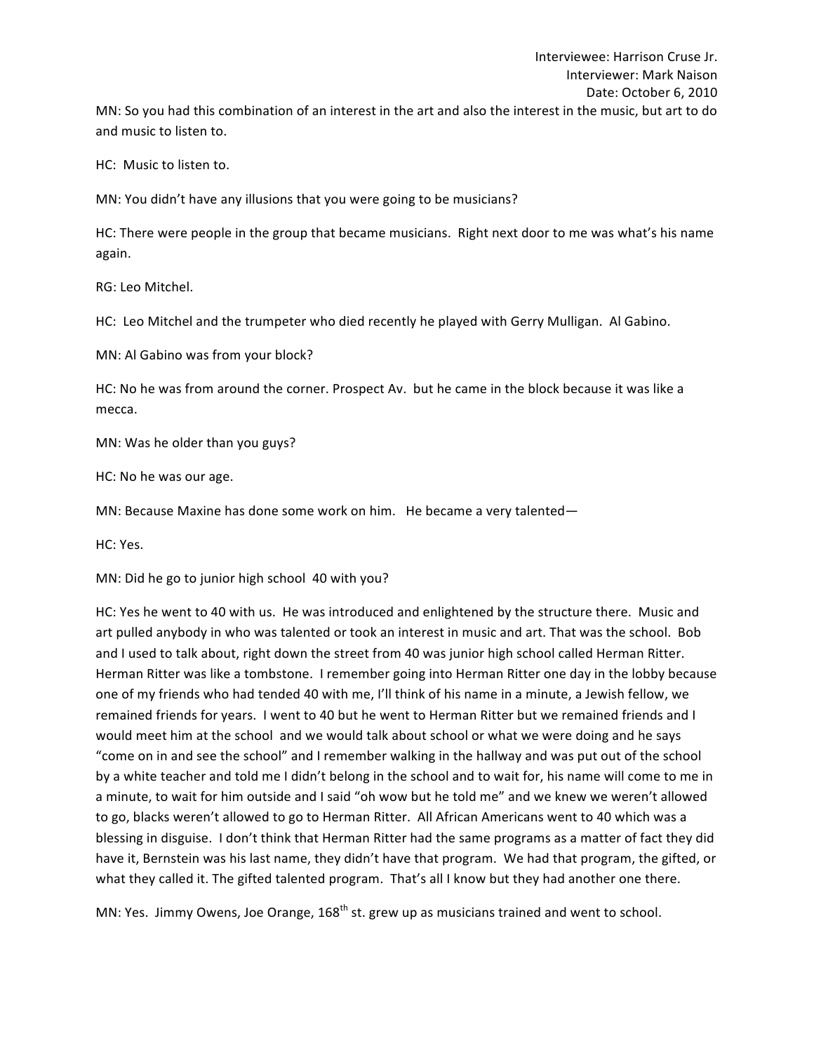MN: So you had this combination of an interest in the art and also the interest in the music, but art to do and music to listen to.

HC: Music to listen to.

MN: You didn't have any illusions that you were going to be musicians?

HC: There were people in the group that became musicians. Right next door to me was what's his name again.

RG: Leo Mitchel.

HC: Leo Mitchel and the trumpeter who died recently he played with Gerry Mulligan. Al Gabino.

MN: Al Gabino was from your block?

HC: No he was from around the corner. Prospect Av. but he came in the block because it was like a mecca.

MN: Was he older than you guys?

HC: No he was our age.

MN: Because Maxine has done some work on him. He became a very talented—

HC: Yes.

MN: Did he go to junior high school 40 with you?

HC: Yes he went to 40 with us. He was introduced and enlightened by the structure there. Music and art pulled anybody in who was talented or took an interest in music and art. That was the school. Bob and I used to talk about, right down the street from 40 was junior high school called Herman Ritter. Herman Ritter was like a tombstone. I remember going into Herman Ritter one day in the lobby because one of my friends who had tended 40 with me, I'll think of his name in a minute, a Jewish fellow, we remained friends for years. I went to 40 but he went to Herman Ritter but we remained friends and I would meet him at the school and we would talk about school or what we were doing and he says "come on in and see the school" and I remember walking in the hallway and was put out of the school by a white teacher and told me I didn't belong in the school and to wait for, his name will come to me in a minute, to wait for him outside and I said "oh wow but he told me" and we knew we weren't allowed to go, blacks weren't allowed to go to Herman Ritter. All African Americans went to 40 which was a blessing in disguise. I don't think that Herman Ritter had the same programs as a matter of fact they did have it, Bernstein was his last name, they didn't have that program. We had that program, the gifted, or what they called it. The gifted talented program. That's all I know but they had another one there.

MN: Yes. Jimmy Owens, Joe Orange, 168th st. grew up as musicians trained and went to school.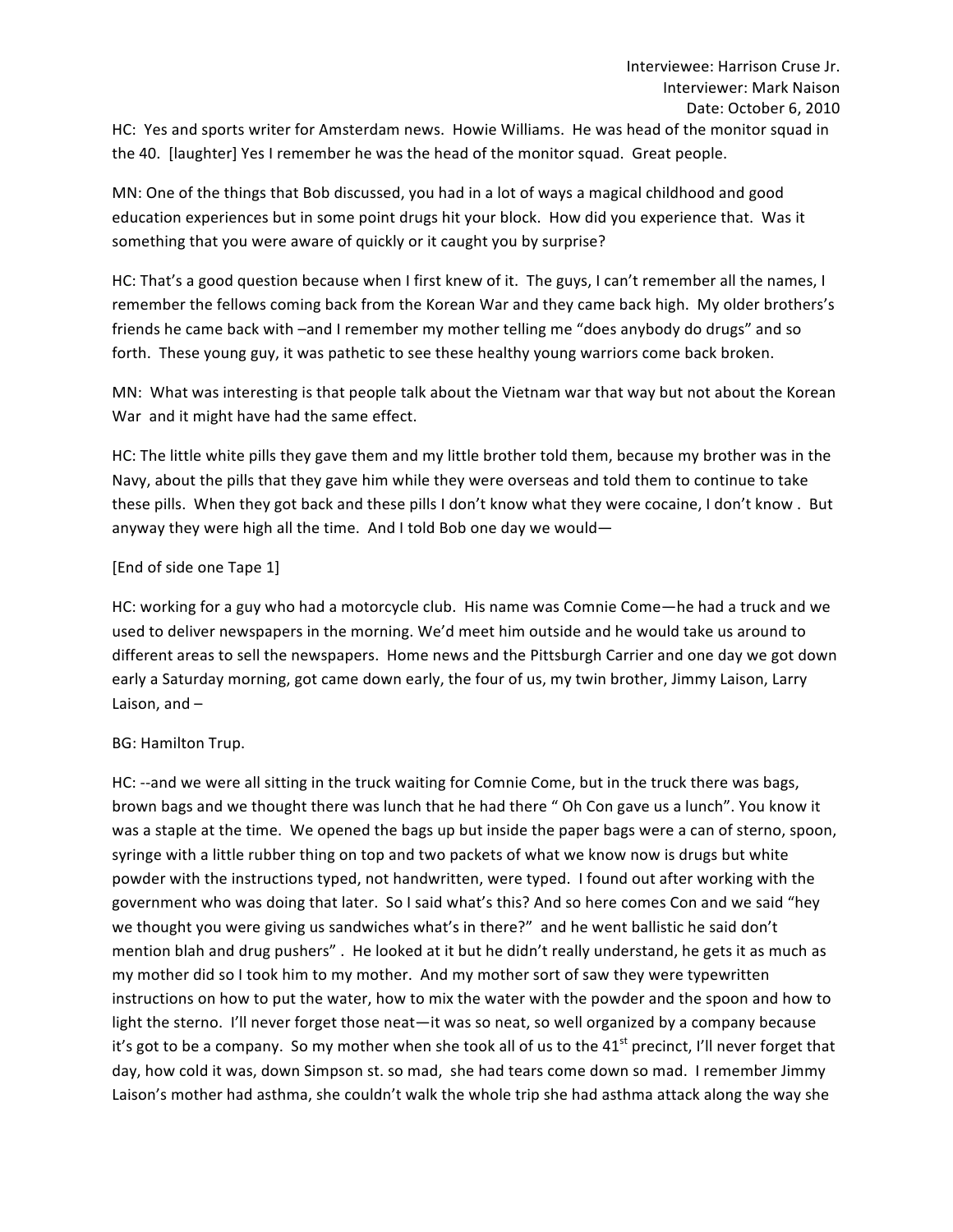HC: Yes and sports writer for Amsterdam news. Howie Williams. He was head of the monitor squad in the 40. [laughter] Yes I remember he was the head of the monitor squad. Great people.

MN: One of the things that Bob discussed, you had in a lot of ways a magical childhood and good education experiences but in some point drugs hit your block. How did you experience that. Was it something that you were aware of quickly or it caught you by surprise?

HC: That's a good question because when I first knew of it. The guys, I can't remember all the names, I remember the fellows coming back from the Korean War and they came back high. My older brothers's friends he came back with –and I remember my mother telling me "does anybody do drugs" and so forth. These young guy, it was pathetic to see these healthy young warriors come back broken.

MN: What was interesting is that people talk about the Vietnam war that way but not about the Korean War and it might have had the same effect.

HC: The little white pills they gave them and my little brother told them, because my brother was in the Navy, about the pills that they gave him while they were overseas and told them to continue to take these pills. When they got back and these pills I don't know what they were cocaine, I don't know . But anyway they were high all the time. And I told Bob one day we would—

[End of side one Tape 1]

HC: working for a guy who had a motorcycle club. His name was Comnie Come—he had a truck and we used to deliver newspapers in the morning. We'd meet him outside and he would take us around to different areas to sell the newspapers. Home news and the Pittsburgh Carrier and one day we got down early a Saturday morning, got came down early, the four of us, my twin brother, Jimmy Laison, Larry Laison, and –

BG: Hamilton Trup.

HC: --and we were all sitting in the truck waiting for Comnie Come, but in the truck there was bags, brown bags and we thought there was lunch that he had there " Oh Con gave us a lunch". You know it was a staple at the time. We opened the bags up but inside the paper bags were a can of sterno, spoon, syringe with a little rubber thing on top and two packets of what we know now is drugs but white powder with the instructions typed, not handwritten, were typed. I found out after working with the government who was doing that later. So I said what's this? And so here comes Con and we said "hey we thought you were giving us sandwiches what's in there?" and he went ballistic he said don't mention blah and drug pushers" . He looked at it but he didn't really understand, he gets it as much as my mother did so I took him to my mother. And my mother sort of saw they were typewritten instructions on how to put the water, how to mix the water with the powder and the spoon and how to light the sterno. I'll never forget those neat—it was so neat, so well organized by a company because it's got to be a company. So my mother when she took all of us to the 41st precinct, I'll never forget that day, how cold it was, down Simpson st. so mad, she had tears come down so mad. I remember Jimmy Laison's mother had asthma, she couldn't walk the whole trip she had asthma attack along the way she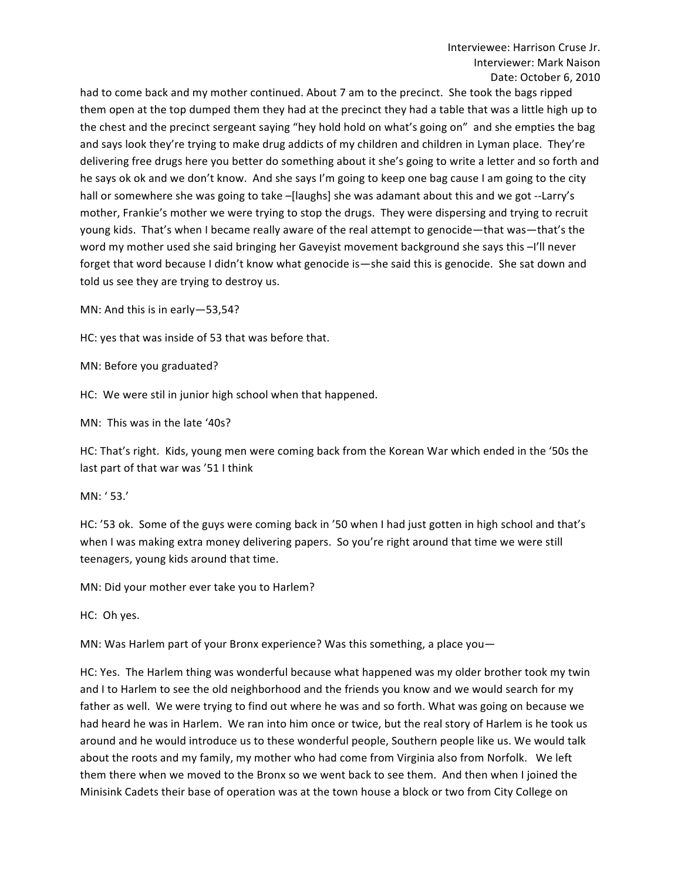had to come back and my mother continued. About 7 am to the precinct. She took the bags ripped them open at the top dumped them they had at the precinct they had a table that was a little high up to the chest and the precinct sergeant saying "hey hold hold on what's going on" and she empties the bag and says look they're trying to make drug addicts of my children and children in Lyman place. They're delivering free drugs here you better do something about it she's going to write a letter and so forth and he says ok ok and we don't know. And she says I'm going to keep one bag cause I am going to the city hall or somewhere she was going to take –[laughs] she was adamant about this and we got --Larry's mother, Frankie's mother we were trying to stop the drugs. They were dispersing and trying to recruit young kids. That's when I became really aware of the real attempt to genocide—that was—that's the word my mother used she said bringing her Gaveyist movement background she says this –I'll never forget that word because I didn't know what genocide is—she said this is genocide. She sat down and told us see they are trying to destroy us.

MN: And this is in early—53,54?

HC: yes that was inside of 53 that was before that.

MN: Before you graduated?

HC: We were stil in junior high school when that happened.

MN: This was in the late '40s?

HC: That's right. Kids, young men were coming back from the Korean War which ended in the '50s the last part of that war was '51 I think

MN: ' 53.'

HC: '53 ok. Some of the guys were coming back in '50 when I had just gotten in high school and that's when I was making extra money delivering papers. So you're right around that time we were still teenagers, young kids around that time.

MN: Did your mother ever take you to Harlem?

HC: Oh yes.

MN: Was Harlem part of your Bronx experience? Was this something, a place you—

HC: Yes. The Harlem thing was wonderful because what happened was my older brother took my twin and I to Harlem to see the old neighborhood and the friends you know and we would search for my father as well. We were trying to find out where he was and so forth. What was going on because we had heard he was in Harlem. We ran into him once or twice, but the real story of Harlem is he took us around and he would introduce us to these wonderful people, Southern people like us. We would talk about the roots and my family, my mother who had come from Virginia also from Norfolk. We left them there when we moved to the Bronx so we went back to see them. And then when I joined the Minisink Cadets their base of operation was at the town house a block or two from City College on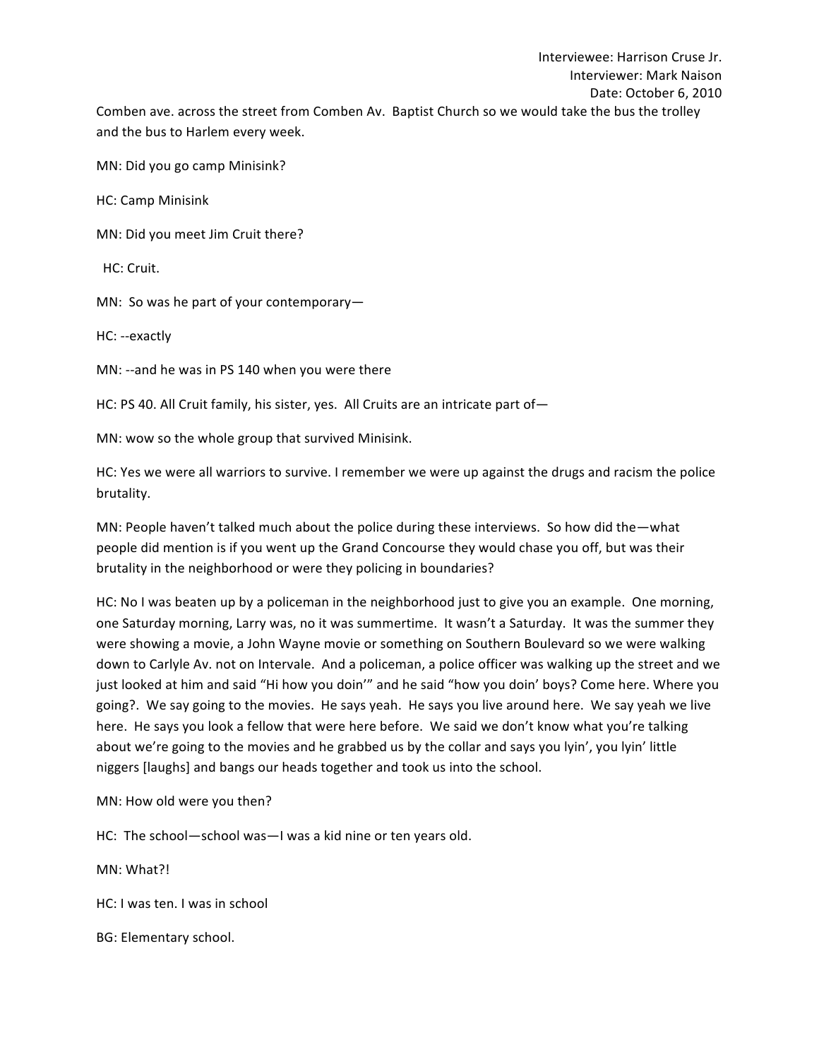Comben ave. across the street from Comben Av. Baptist Church so we would take the bus the trolley and the bus to Harlem every week.

MN: Did you go camp Minisink?

HC: Camp Minisink

MN: Did you meet Jim Cruit there?

HC: Cruit.

MN: So was he part of your contemporary—

HC: --exactly

MN: --and he was in PS 140 when you were there

HC: PS 40. All Cruit family, his sister, yes. All Cruits are an intricate part of—

MN: wow so the whole group that survived Minisink.

HC: Yes we were all warriors to survive. I remember we were up against the drugs and racism the police brutality.

MN: People haven't talked much about the police during these interviews. So how did the—what people did mention is if you went up the Grand Concourse they would chase you off, but was their brutality in the neighborhood or were they policing in boundaries?

HC: No I was beaten up by a policeman in the neighborhood just to give you an example. One morning, one Saturday morning, Larry was, no it was summertime. It wasn't a Saturday. It was the summer they were showing a movie, a John Wayne movie or something on Southern Boulevard so we were walking down to Carlyle Av. not on Intervale. And a policeman, a police officer was walking up the street and we just looked at him and said "Hi how you doin'" and he said "how you doin' boys? Come here. Where you going?. We say going to the movies. He says yeah. He says you live around here. We say yeah we live here. He says you look a fellow that were here before. We said we don't know what you're talking about we're going to the movies and he grabbed us by the collar and says you lyin', you lyin' little niggers [laughs] and bangs our heads together and took us into the school.

MN: How old were you then?

HC: The school—school was—I was a kid nine or ten years old.

MN: What?!

HC: I was ten. I was in school

BG: Elementary school.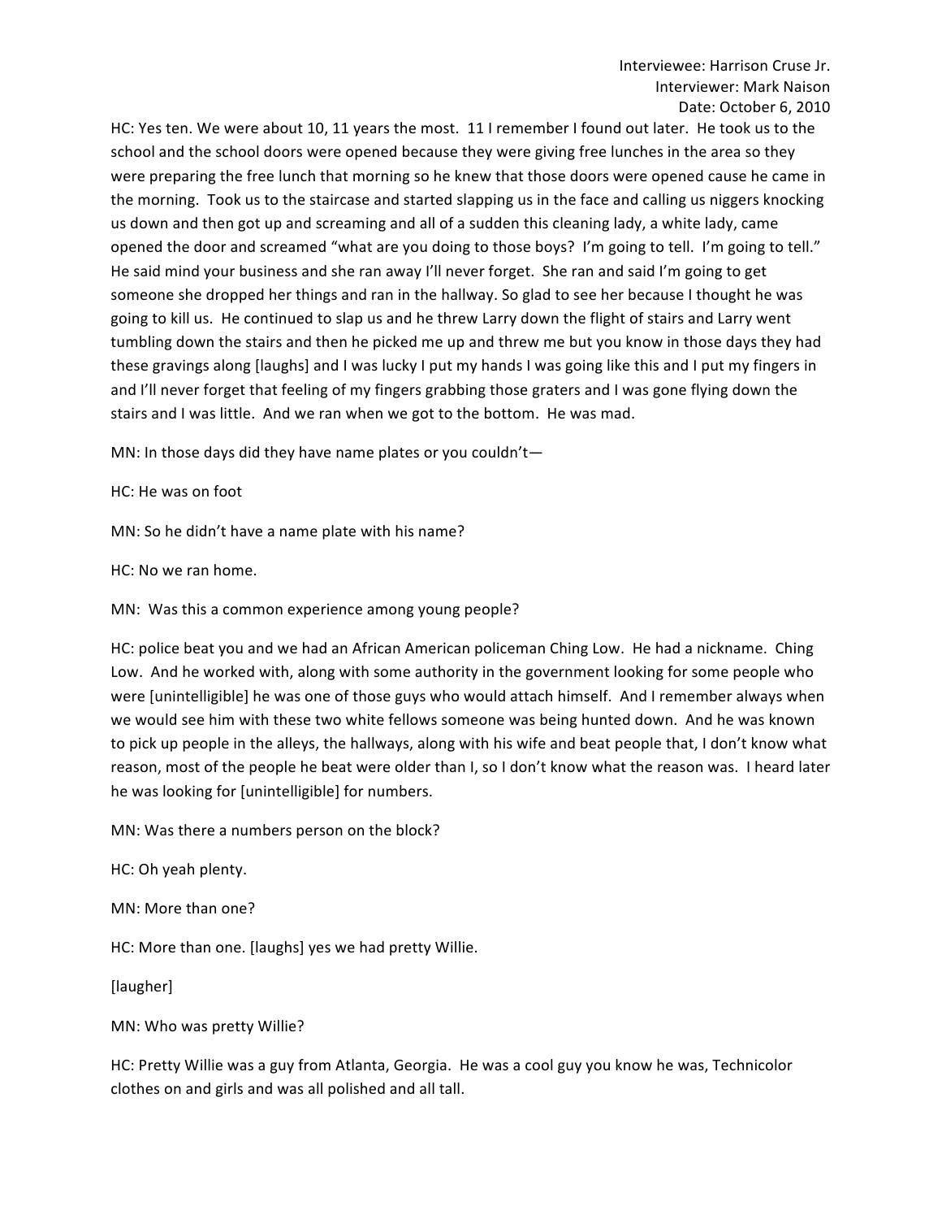HC: Yes ten. We were about 10, 11 years the most. 11 I remember I found out later. He took us to the school and the school doors were opened because they were giving free lunches in the area so they were preparing the free lunch that morning so he knew that those doors were opened cause he came in the morning. Took us to the staircase and started slapping us in the face and calling us niggers knocking us down and then got up and screaming and all of a sudden this cleaning lady, a white lady, came opened the door and screamed "what are you doing to those boys? I'm going to tell. I'm going to tell." He said mind your business and she ran away I'll never forget. She ran and said I'm going to get someone she dropped her things and ran in the hallway. So glad to see her because I thought he was going to kill us. He continued to slap us and he threw Larry down the flight of stairs and Larry went tumbling down the stairs and then he picked me up and threw me but you know in those days they had these gravings along [laughs] and I was lucky I put my hands I was going like this and I put my fingers in and I'll never forget that feeling of my fingers grabbing those graters and I was gone flying down the stairs and I was little. And we ran when we got to the bottom. He was mad.

MN: In those days did they have name plates or you couldn't—

HC: He was on foot

MN: So he didn't have a name plate with his name?

HC: No we ran home.

MN: Was this a common experience among young people?

HC: police beat you and we had an African American policeman Ching Low. He had a nickname. Ching Low. And he worked with, along with some authority in the government looking for some people who were [unintelligible] he was one of those guys who would attach himself. And I remember always when we would see him with these two white fellows someone was being hunted down. And he was known to pick up people in the alleys, the hallways, along with his wife and beat people that, I don't know what reason, most of the people he beat were older than I, so I don't know what the reason was. I heard later he was looking for [unintelligible] for numbers.

MN: Was there a numbers person on the block?

HC: Oh yeah plenty.

MN: More than one?

HC: More than one. [laughs] yes we had pretty Willie.

[laugher]

MN: Who was pretty Willie?

HC: Pretty Willie was a guy from Atlanta, Georgia. He was a cool guy you know he was, Technicolor clothes on and girls and was all polished and all tall.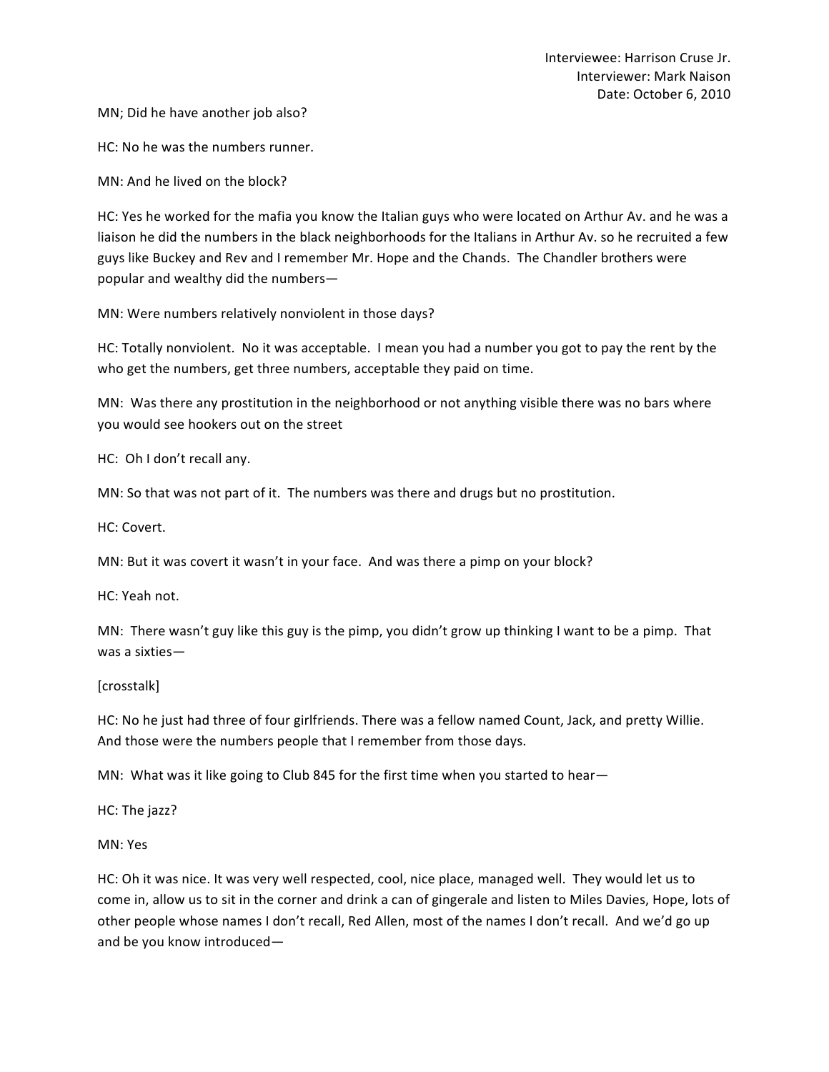MN; Did he have another job also?

HC: No he was the numbers runner.

MN: And he lived on the block?

HC: Yes he worked for the mafia you know the Italian guys who were located on Arthur Av. and he was a liaison he did the numbers in the black neighborhoods for the Italians in Arthur Av. so he recruited a few guys like Buckey and Rev and I remember Mr. Hope and the Chands. The Chandler brothers were popular and wealthy did the numbers—

MN: Were numbers relatively nonviolent in those days?

HC: Totally nonviolent. No it was acceptable. I mean you had a number you got to pay the rent by the who get the numbers, get three numbers, acceptable they paid on time.

MN: Was there any prostitution in the neighborhood or not anything visible there was no bars where you would see hookers out on the street

HC: Oh I don't recall any.

MN: So that was not part of it. The numbers was there and drugs but no prostitution.

HC: Covert.

MN: But it was covert it wasn't in your face. And was there a pimp on your block?

HC: Yeah not.

MN: There wasn't guy like this guy is the pimp, you didn't grow up thinking I want to be a pimp. That was a sixties—

[crosstalk]

HC: No he just had three of four girlfriends. There was a fellow named Count, Jack, and pretty Willie. And those were the numbers people that I remember from those days.

MN: What was it like going to Club 845 for the first time when you started to hear—

HC: The jazz?

MN: Yes

HC: Oh it was nice. It was very well respected, cool, nice place, managed well. They would let us to come in, allow us to sit in the corner and drink a can of gingerale and listen to Miles Davies, Hope, lots of other people whose names I don't recall, Red Allen, most of the names I don't recall. And we'd go up and be you know introduced—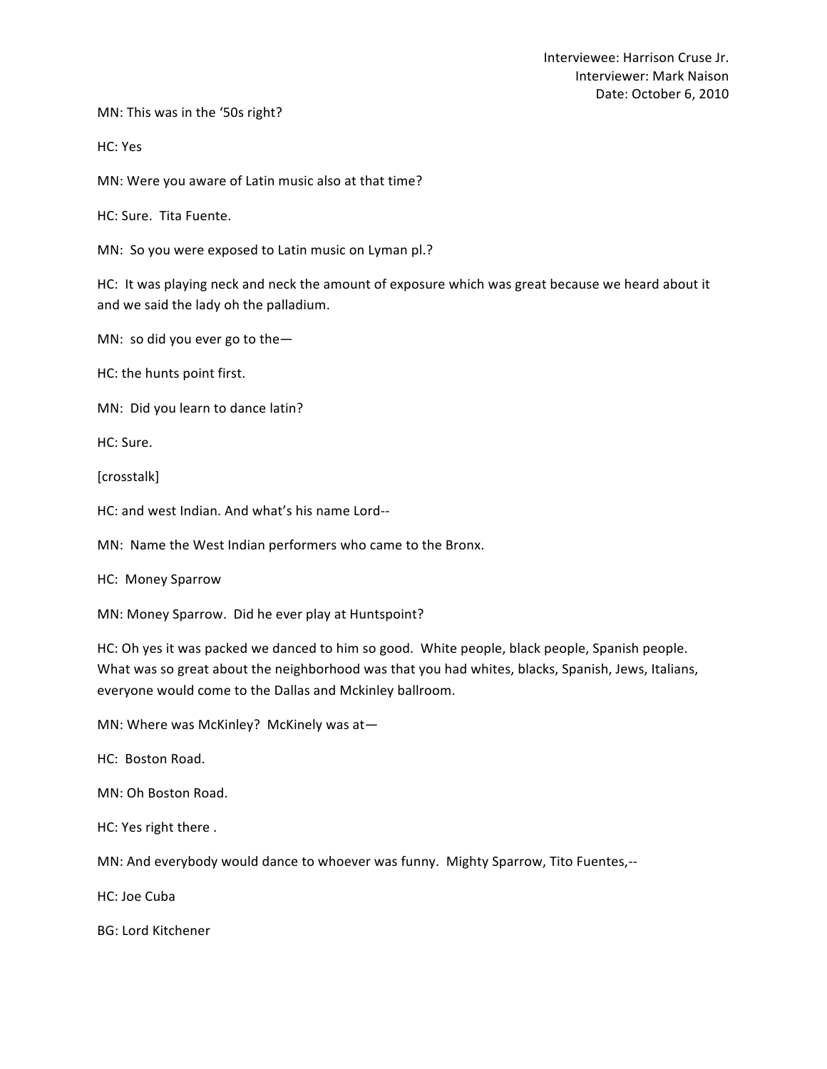MN: This was in the '50s right?

HC: Yes

MN: Were you aware of Latin music also at that time?

HC: Sure. Tita Fuente.

MN: So you were exposed to Latin music on Lyman pl.?

HC: It was playing neck and neck the amount of exposure which was great because we heard about it and we said the lady oh the palladium.

MN: so did you ever go to the—

HC: the hunts point first.

MN: Did you learn to dance latin?

HC: Sure.

[crosstalk]

HC: and west Indian. And what's his name Lord--

MN: Name the West Indian performers who came to the Bronx.

HC: Money Sparrow

MN: Money Sparrow. Did he ever play at Huntspoint?

HC: Oh yes it was packed we danced to him so good. White people, black people, Spanish people. What was so great about the neighborhood was that you had whites, blacks, Spanish, Jews, Italians, everyone would come to the Dallas and Mckinley ballroom.

MN: Where was McKinley? McKinely was at—

HC: Boston Road.

MN: Oh Boston Road.

HC: Yes right there .

MN: And everybody would dance to whoever was funny. Mighty Sparrow, Tito Fuentes,--

HC: Joe Cuba

BG: Lord Kitchener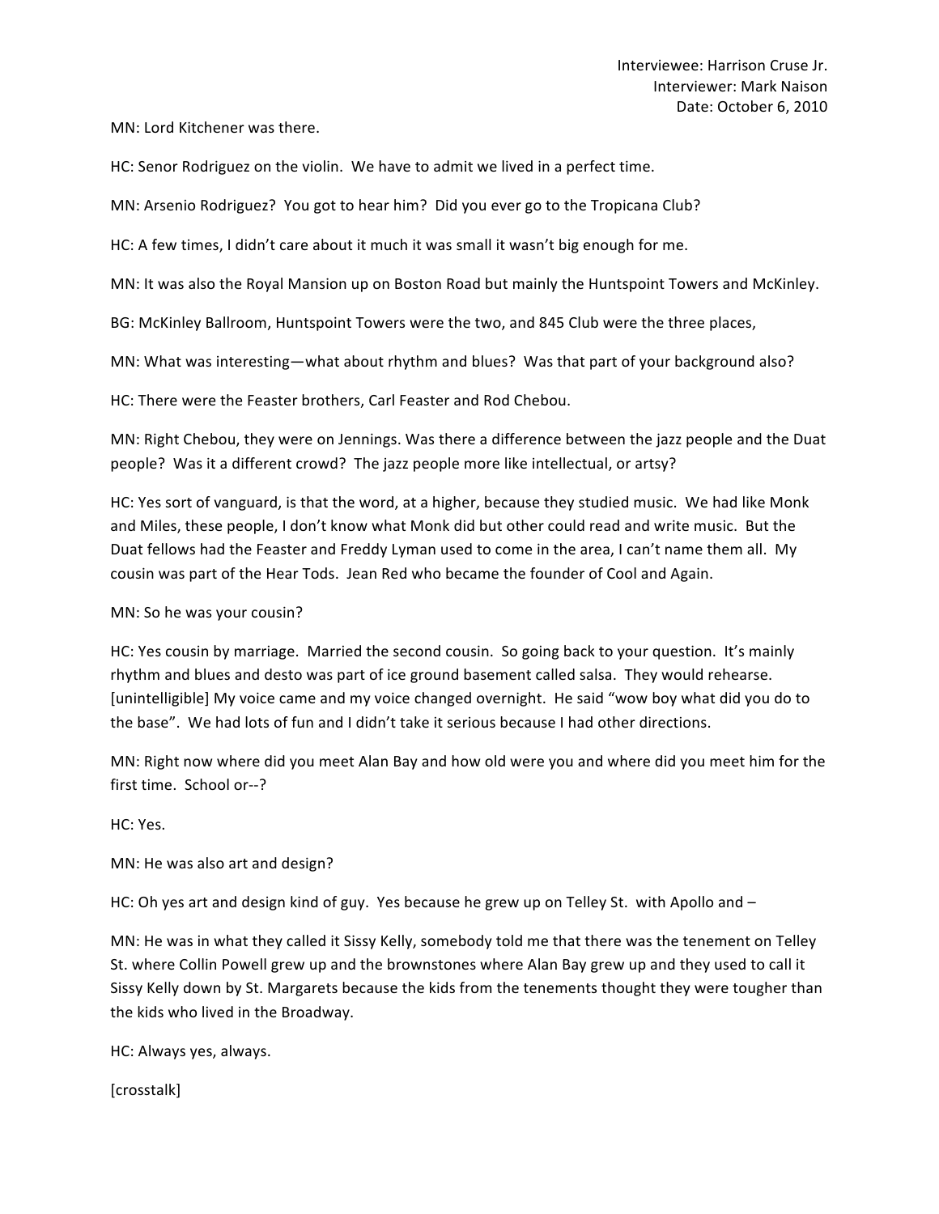MN: Lord Kitchener was there.

HC: Senor Rodriguez on the violin. We have to admit we lived in a perfect time.

MN: Arsenio Rodriguez? You got to hear him? Did you ever go to the Tropicana Club?

HC: A few times, I didn't care about it much it was small it wasn't big enough for me.

MN: It was also the Royal Mansion up on Boston Road but mainly the Huntspoint Towers and McKinley.

BG: McKinley Ballroom, Huntspoint Towers were the two, and 845 Club were the three places,

MN: What was interesting—what about rhythm and blues? Was that part of your background also?

HC: There were the Feaster brothers, Carl Feaster and Rod Chebou.

MN: Right Chebou, they were on Jennings. Was there a difference between the jazz people and the Duat people? Was it a different crowd? The jazz people more like intellectual, or artsy?

HC: Yes sort of vanguard, is that the word, at a higher, because they studied music. We had like Monk and Miles, these people, I don't know what Monk did but other could read and write music. But the Duat fellows had the Feaster and Freddy Lyman used to come in the area, I can't name them all. My cousin was part of the Hear Tods. Jean Red who became the founder of Cool and Again.

MN: So he was your cousin?

HC: Yes cousin by marriage. Married the second cousin. So going back to your question. It's mainly rhythm and blues and desto was part of ice ground basement called salsa. They would rehearse. [unintelligible] My voice came and my voice changed overnight. He said "wow boy what did you do to the base". We had lots of fun and I didn't take it serious because I had other directions.

MN: Right now where did you meet Alan Bay and how old were you and where did you meet him for the first time. School or--?

HC: Yes.

MN: He was also art and design?

HC: Oh yes art and design kind of guy. Yes because he grew up on Telley St. with Apollo and –

MN: He was in what they called it Sissy Kelly, somebody told me that there was the tenement on Telley St. where Collin Powell grew up and the brownstones where Alan Bay grew up and they used to call it Sissy Kelly down by St. Margarets because the kids from the tenements thought they were tougher than the kids who lived in the Broadway.

HC: Always yes, always.

[crosstalk]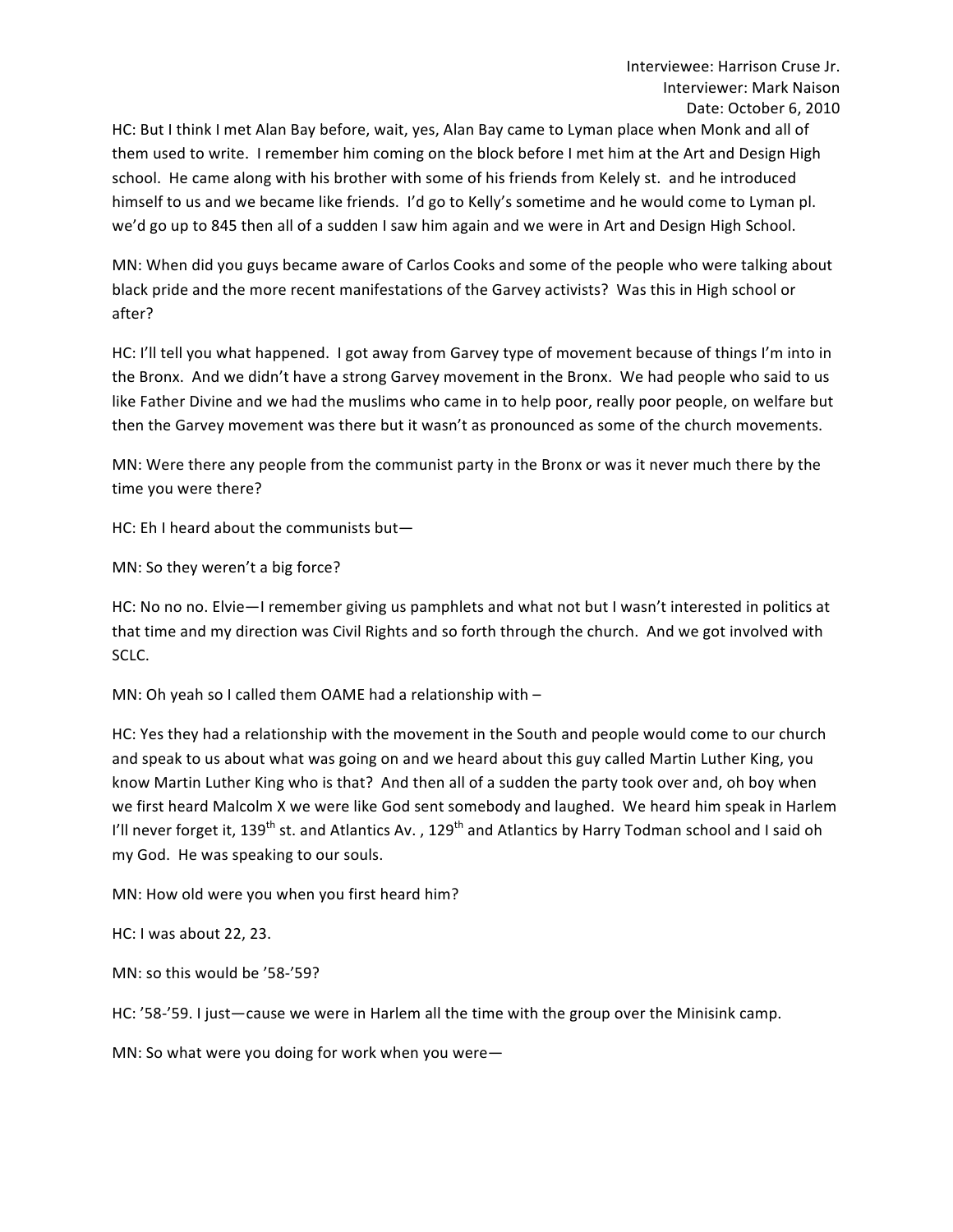HC: But I think I met Alan Bay before, wait, yes, Alan Bay came to Lyman place when Monk and all of them used to write. I remember him coming on the block before I met him at the Art and Design High school. He came along with his brother with some of his friends from Kelely st. and he introduced himself to us and we became like friends. I'd go to Kelly's sometime and he would come to Lyman pl. we'd go up to 845 then all of a sudden I saw him again and we were in Art and Design High School.

MN: When did you guys became aware of Carlos Cooks and some of the people who were talking about black pride and the more recent manifestations of the Garvey activists? Was this in High school or after?

HC: I'll tell you what happened. I got away from Garvey type of movement because of things I'm into in the Bronx. And we didn't have a strong Garvey movement in the Bronx. We had people who said to us like Father Divine and we had the muslims who came in to help poor, really poor people, on welfare but then the Garvey movement was there but it wasn't as pronounced as some of the church movements.

MN: Were there any people from the communist party in the Bronx or was it never much there by the time you were there?

HC: Eh I heard about the communists but—

MN: So they weren't a big force?

HC: No no no. Elvie—I remember giving us pamphlets and what not but I wasn't interested in politics at that time and my direction was Civil Rights and so forth through the church. And we got involved with SCLC.

MN: Oh yeah so I called them OAME had a relationship with –

HC: Yes they had a relationship with the movement in the South and people would come to our church and speak to us about what was going on and we heard about this guy called Martin Luther King, you know Martin Luther King who is that? And then all of a sudden the party took over and, oh boy when we first heard Malcolm X we were like God sent somebody and laughed. We heard him speak in Harlem I'll never forget it, 139th st. and Atlantics Av. , 129th and Atlantics by Harry Todman school and I said oh my God. He was speaking to our souls.

MN: How old were you when you first heard him?

HC: I was about 22, 23.

MN: so this would be '58-'59?

HC: '58-'59. I just—cause we were in Harlem all the time with the group over the Minisink camp.

MN: So what were you doing for work when you were—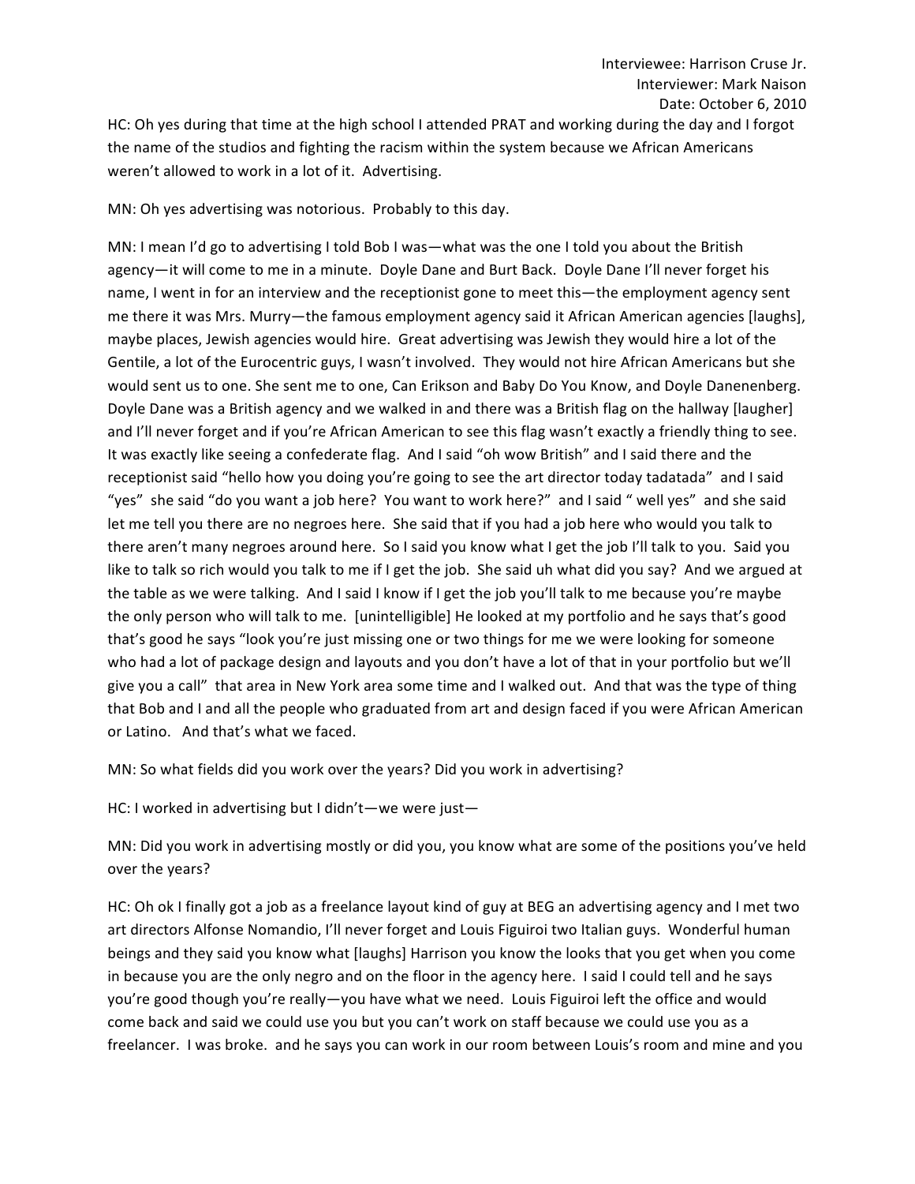HC: Oh yes during that time at the high school I attended PRAT and working during the day and I forgot the name of the studios and fighting the racism within the system because we African Americans weren't allowed to work in a lot of it. Advertising.

MN: Oh yes advertising was notorious. Probably to this day.

MN: I mean I'd go to advertising I told Bob I was—what was the one I told you about the British agency—it will come to me in a minute. Doyle Dane and Burt Back. Doyle Dane I'll never forget his name, I went in for an interview and the receptionist gone to meet this—the employment agency sent me there it was Mrs. Murry—the famous employment agency said it African American agencies [laughs], maybe places, Jewish agencies would hire. Great advertising was Jewish they would hire a lot of the Gentile, a lot of the Eurocentric guys, I wasn't involved. They would not hire African Americans but she would sent us to one. She sent me to one, Can Erikson and Baby Do You Know, and Doyle Danenenberg. Doyle Dane was a British agency and we walked in and there was a British flag on the hallway [laugher] and I'll never forget and if you're African American to see this flag wasn't exactly a friendly thing to see. It was exactly like seeing a confederate flag. And I said "oh wow British" and I said there and the receptionist said "hello how you doing you're going to see the art director today tadatada" and I said "yes" she said "do you want a job here? You want to work here?" and I said " well yes" and she said let me tell you there are no negroes here. She said that if you had a job here who would you talk to there aren't many negroes around here. So I said you know what I get the job I'll talk to you. Said you like to talk so rich would you talk to me if I get the job. She said uh what did you say? And we argued at the table as we were talking. And I said I know if I get the job you'll talk to me because you're maybe the only person who will talk to me. [unintelligible] He looked at my portfolio and he says that's good that's good he says "look you're just missing one or two things for me we were looking for someone who had a lot of package design and layouts and you don't have a lot of that in your portfolio but we'll give you a call" that area in New York area some time and I walked out. And that was the type of thing that Bob and I and all the people who graduated from art and design faced if you were African American or Latino. And that's what we faced.

MN: So what fields did you work over the years? Did you work in advertising?

HC: I worked in advertising but I didn't—we were just—

MN: Did you work in advertising mostly or did you, you know what are some of the positions you've held over the years?

HC: Oh ok I finally got a job as a freelance layout kind of guy at BEG an advertising agency and I met two art directors Alfonse Nomandio, I'll never forget and Louis Figuiroi two Italian guys. Wonderful human beings and they said you know what [laughs] Harrison you know the looks that you get when you come in because you are the only negro and on the floor in the agency here. I said I could tell and he says you're good though you're really—you have what we need. Louis Figuiroi left the office and would come back and said we could use you but you can't work on staff because we could use you as a freelancer. I was broke. and he says you can work in our room between Louis's room and mine and you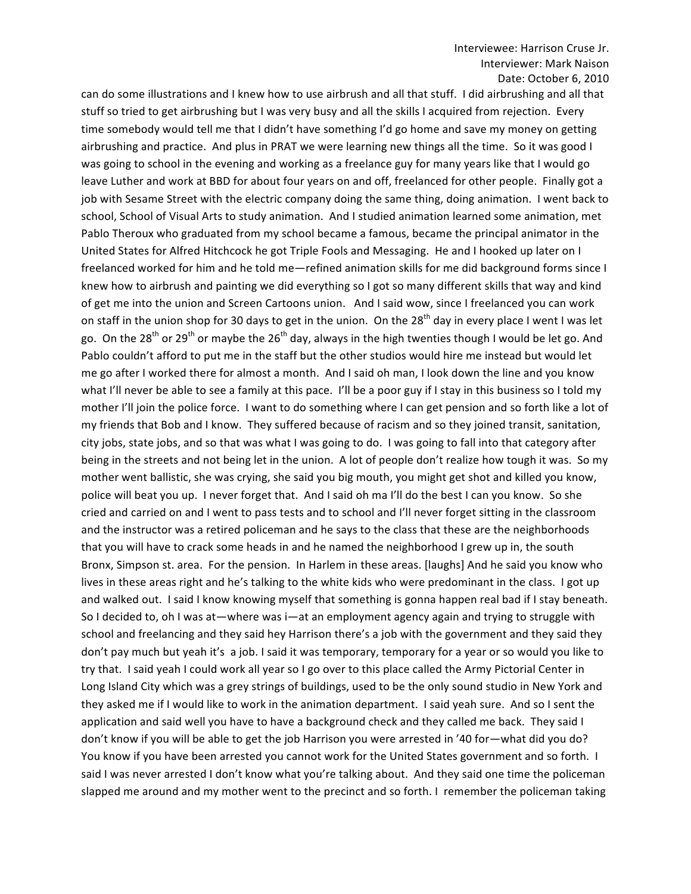can do some illustrations and I knew how to use airbrush and all that stuff. I did airbrushing and all that stuff so tried to get airbrushing but I was very busy and all the skills I acquired from rejection. Every time somebody would tell me that I didn't have something I'd go home and save my money on getting airbrushing and practice. And plus in PRAT we were learning new things all the time. So it was good I was going to school in the evening and working as a freelance guy for many years like that I would go leave Luther and work at BBD for about four years on and off, freelanced for other people. Finally got a job with Sesame Street with the electric company doing the same thing, doing animation. I went back to school, School of Visual Arts to study animation. And I studied animation learned some animation, met Pablo Theroux who graduated from my school became a famous, became the principal animator in the United States for Alfred Hitchcock he got Triple Fools and Messaging. He and I hooked up later on I freelanced worked for him and he told me—refined animation skills for me did background forms since I knew how to airbrush and painting we did everything so I got so many different skills that way and kind of get me into the union and Screen Cartoons union. And I said wow, since I freelanced you can work on staff in the union shop for 30 days to get in the union. On the 28th day in every place I went I was let go. On the 28th or 29th or maybe the 26th day, always in the high twenties though I would be let go. And Pablo couldn't afford to put me in the staff but the other studios would hire me instead but would let me go after I worked there for almost a month. And I said oh man, I look down the line and you know what I'll never be able to see a family at this pace. I'll be a poor guy if I stay in this business so I told my mother I'll join the police force. I want to do something where I can get pension and so forth like a lot of my friends that Bob and I know. They suffered because of racism and so they joined transit, sanitation, city jobs, state jobs, and so that was what I was going to do. I was going to fall into that category after being in the streets and not being let in the union. A lot of people don't realize how tough it was. So my mother went ballistic, she was crying, she said you big mouth, you might get shot and killed you know, police will beat you up. I never forget that. And I said oh ma I'll do the best I can you know. So she cried and carried on and I went to pass tests and to school and I'll never forget sitting in the classroom and the instructor was a retired policeman and he says to the class that these are the neighborhoods that you will have to crack some heads in and he named the neighborhood I grew up in, the south Bronx, Simpson st. area. For the pension. In Harlem in these areas. [laughs] And he said you know who lives in these areas right and he's talking to the white kids who were predominant in the class. I got up and walked out. I said I know knowing myself that something is gonna happen real bad if I stay beneath. So I decided to, oh I was at—where was i—at an employment agency again and trying to struggle with school and freelancing and they said hey Harrison there's a job with the government and they said they don't pay much but yeah it's a job. I said it was temporary, temporary for a year or so would you like to try that. I said yeah I could work all year so I go over to this place called the Army Pictorial Center in Long Island City which was a grey strings of buildings, used to be the only sound studio in New York and they asked me if I would like to work in the animation department. I said yeah sure. And so I sent the application and said well you have to have a background check and they called me back. They said I don't know if you will be able to get the job Harrison you were arrested in '40 for—what did you do? You know if you have been arrested you cannot work for the United States government and so forth. I said I was never arrested I don't know what you're talking about. And they said one time the policeman slapped me around and my mother went to the precinct and so forth. I remember the policeman taking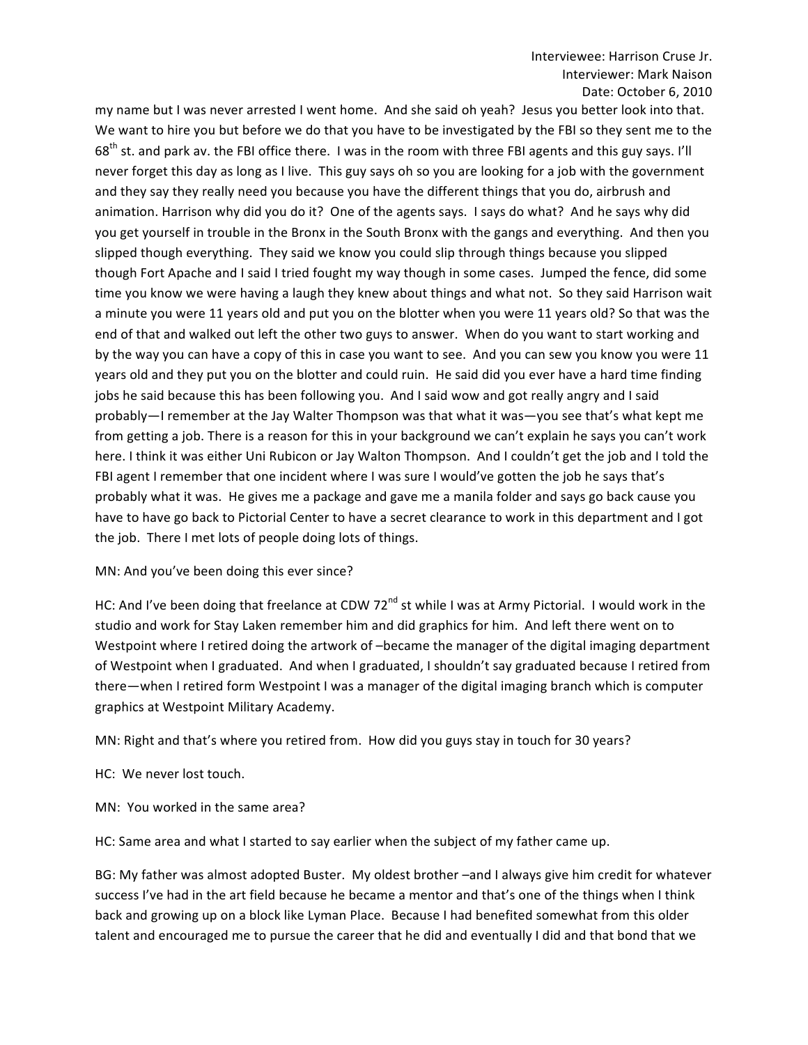my name but I was never arrested I went home. And she said oh yeah? Jesus you better look into that. We want to hire you but before we do that you have to be investigated by the FBI so they sent me to the 68th st. and park av. the FBI office there. I was in the room with three FBI agents and this guy says. I'll never forget this day as long as I live. This guy says oh so you are looking for a job with the government and they say they really need you because you have the different things that you do, airbrush and animation. Harrison why did you do it? One of the agents says. I says do what? And he says why did you get yourself in trouble in the Bronx in the South Bronx with the gangs and everything. And then you slipped though everything. They said we know you could slip through things because you slipped though Fort Apache and I said I tried fought my way though in some cases. Jumped the fence, did some time you know we were having a laugh they knew about things and what not. So they said Harrison wait a minute you were 11 years old and put you on the blotter when you were 11 years old? So that was the end of that and walked out left the other two guys to answer. When do you want to start working and by the way you can have a copy of this in case you want to see. And you can sew you know you were 11 years old and they put you on the blotter and could ruin. He said did you ever have a hard time finding jobs he said because this has been following you. And I said wow and got really angry and I said probably—I remember at the Jay Walter Thompson was that what it was—you see that's what kept me from getting a job. There is a reason for this in your background we can't explain he says you can't work here. I think it was either Uni Rubicon or Jay Walton Thompson. And I couldn't get the job and I told the FBI agent I remember that one incident where I was sure I would've gotten the job he says that's probably what it was. He gives me a package and gave me a manila folder and says go back cause you have to have go back to Pictorial Center to have a secret clearance to work in this department and I got the job. There I met lots of people doing lots of things.

MN: And you've been doing this ever since?

HC: And I've been doing that freelance at CDW 72nd st while I was at Army Pictorial. I would work in the studio and work for Stay Laken remember him and did graphics for him. And left there went on to Westpoint where I retired doing the artwork of –became the manager of the digital imaging department of Westpoint when I graduated. And when I graduated, I shouldn't say graduated because I retired from there—when I retired form Westpoint I was a manager of the digital imaging branch which is computer graphics at Westpoint Military Academy.

MN: Right and that's where you retired from. How did you guys stay in touch for 30 years?

HC: We never lost touch.

MN: You worked in the same area?

HC: Same area and what I started to say earlier when the subject of my father came up.

BG: My father was almost adopted Buster. My oldest brother –and I always give him credit for whatever success I've had in the art field because he became a mentor and that's one of the things when I think back and growing up on a block like Lyman Place. Because I had benefited somewhat from this older talent and encouraged me to pursue the career that he did and eventually I did and that bond that we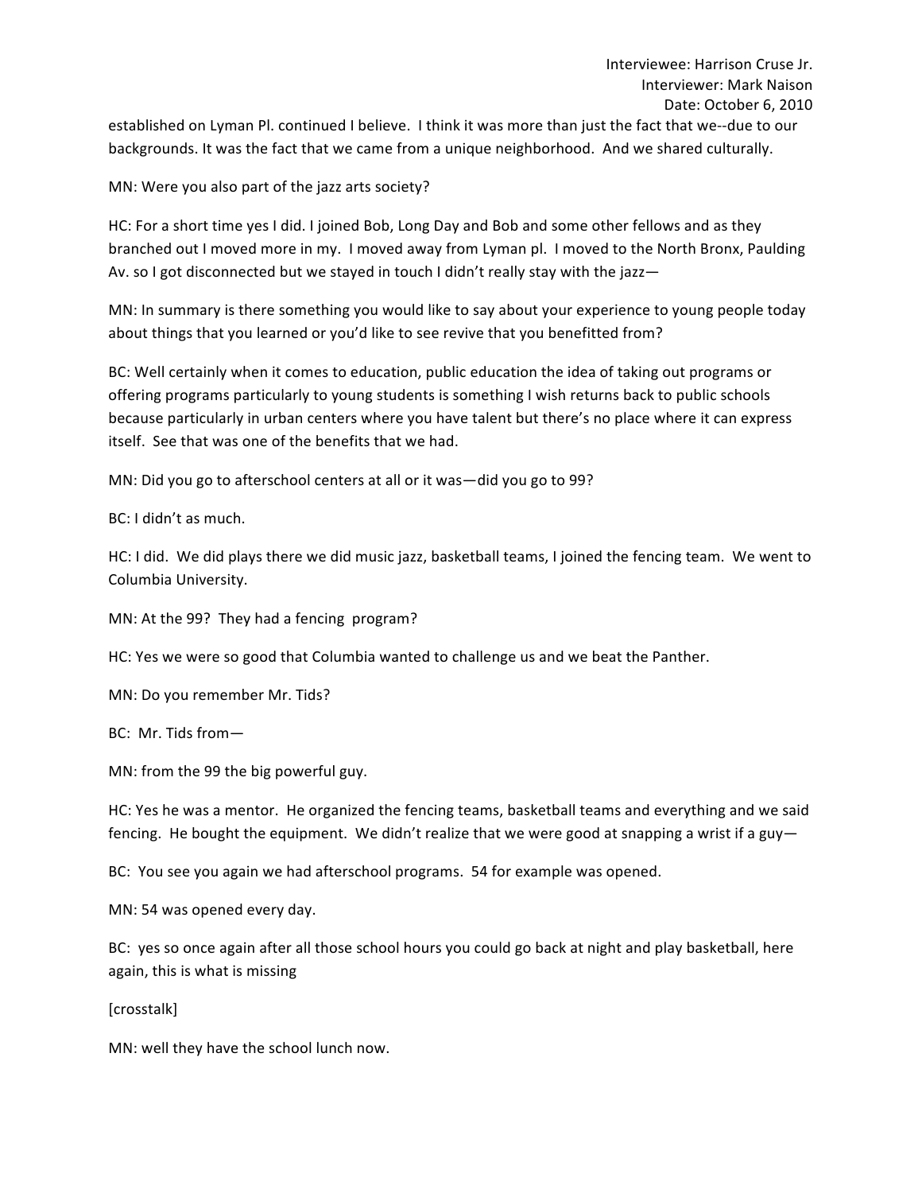established on Lyman Pl. continued I believe. I think it was more than just the fact that we--due to our backgrounds. It was the fact that we came from a unique neighborhood. And we shared culturally.

MN: Were you also part of the jazz arts society?

HC: For a short time yes I did. I joined Bob, Long Day and Bob and some other fellows and as they branched out I moved more in my. I moved away from Lyman pl. I moved to the North Bronx, Paulding Av. so I got disconnected but we stayed in touch I didn't really stay with the jazz—

MN: In summary is there something you would like to say about your experience to young people today about things that you learned or you'd like to see revive that you benefitted from?

BC: Well certainly when it comes to education, public education the idea of taking out programs or offering programs particularly to young students is something I wish returns back to public schools because particularly in urban centers where you have talent but there's no place where it can express itself. See that was one of the benefits that we had.

MN: Did you go to afterschool centers at all or it was—did you go to 99?

BC: I didn't as much.

HC: I did. We did plays there we did music jazz, basketball teams, I joined the fencing team. We went to Columbia University.

MN: At the 99? They had a fencing program?

HC: Yes we were so good that Columbia wanted to challenge us and we beat the Panther.

MN: Do you remember Mr. Tids?

BC: Mr. Tids from—

MN: from the 99 the big powerful guy.

HC: Yes he was a mentor. He organized the fencing teams, basketball teams and everything and we said fencing. He bought the equipment. We didn't realize that we were good at snapping a wrist if a guy—

BC: You see you again we had afterschool programs. 54 for example was opened.

MN: 54 was opened every day.

BC: yes so once again after all those school hours you could go back at night and play basketball, here again, this is what is missing

[crosstalk]

MN: well they have the school lunch now.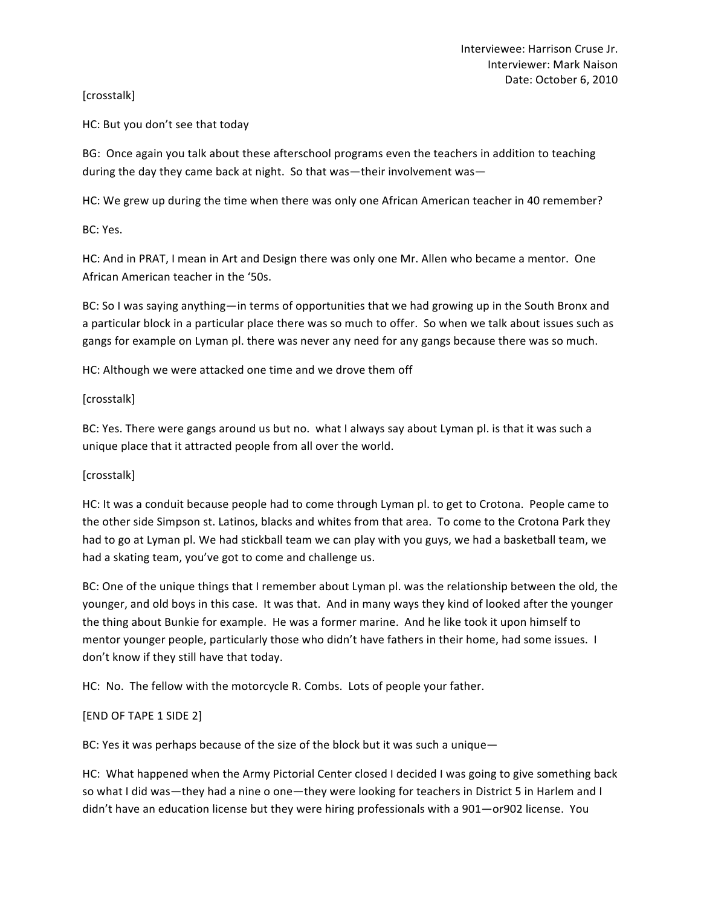Interviewee: Harrison Cruse Jr.
Interviewer: Mark Naison
Date: October 6, 2010

[crosstalk]

HC: But you don't see that today

BG: Once again you talk about these afterschool programs even the teachers in addition to teaching during the day they came back at night. So that was—their involvement was—

HC: We grew up during the time when there was only one African American teacher in 40 remember?

BC: Yes.

HC: And in PRAT, I mean in Art and Design there was only one Mr. Allen who became a mentor. One African American teacher in the '50s.

BC: So I was saying anything—in terms of opportunities that we had growing up in the South Bronx and a particular block in a particular place there was so much to offer. So when we talk about issues such as gangs for example on Lyman pl. there was never any need for any gangs because there was so much.

HC: Although we were attacked one time and we drove them off

[crosstalk]

BC: Yes. There were gangs around us but no. what I always say about Lyman pl. is that it was such a unique place that it attracted people from all over the world.

[crosstalk]

HC: It was a conduit because people had to come through Lyman pl. to get to Crotona. People came to the other side Simpson st. Latinos, blacks and whites from that area. To come to the Crotona Park they had to go at Lyman pl. We had stickball team we can play with you guys, we had a basketball team, we had a skating team, you've got to come and challenge us.

BC: One of the unique things that I remember about Lyman pl. was the relationship between the old, the younger, and old boys in this case. It was that. And in many ways they kind of looked after the younger the thing about Bunkie for example. He was a former marine. And he like took it upon himself to mentor younger people, particularly those who didn't have fathers in their home, had some issues. I don't know if they still have that today.

HC: No. The fellow with the motorcycle R. Combs. Lots of people your father.

[END OF TAPE 1 SIDE 2]

BC: Yes it was perhaps because of the size of the block but it was such a unique—

HC: What happened when the Army Pictorial Center closed I decided I was going to give something back so what I did was—they had a nine o one—they were looking for teachers in District 5 in Harlem and I didn't have an education license but they were hiring professionals with a 901—or902 license. You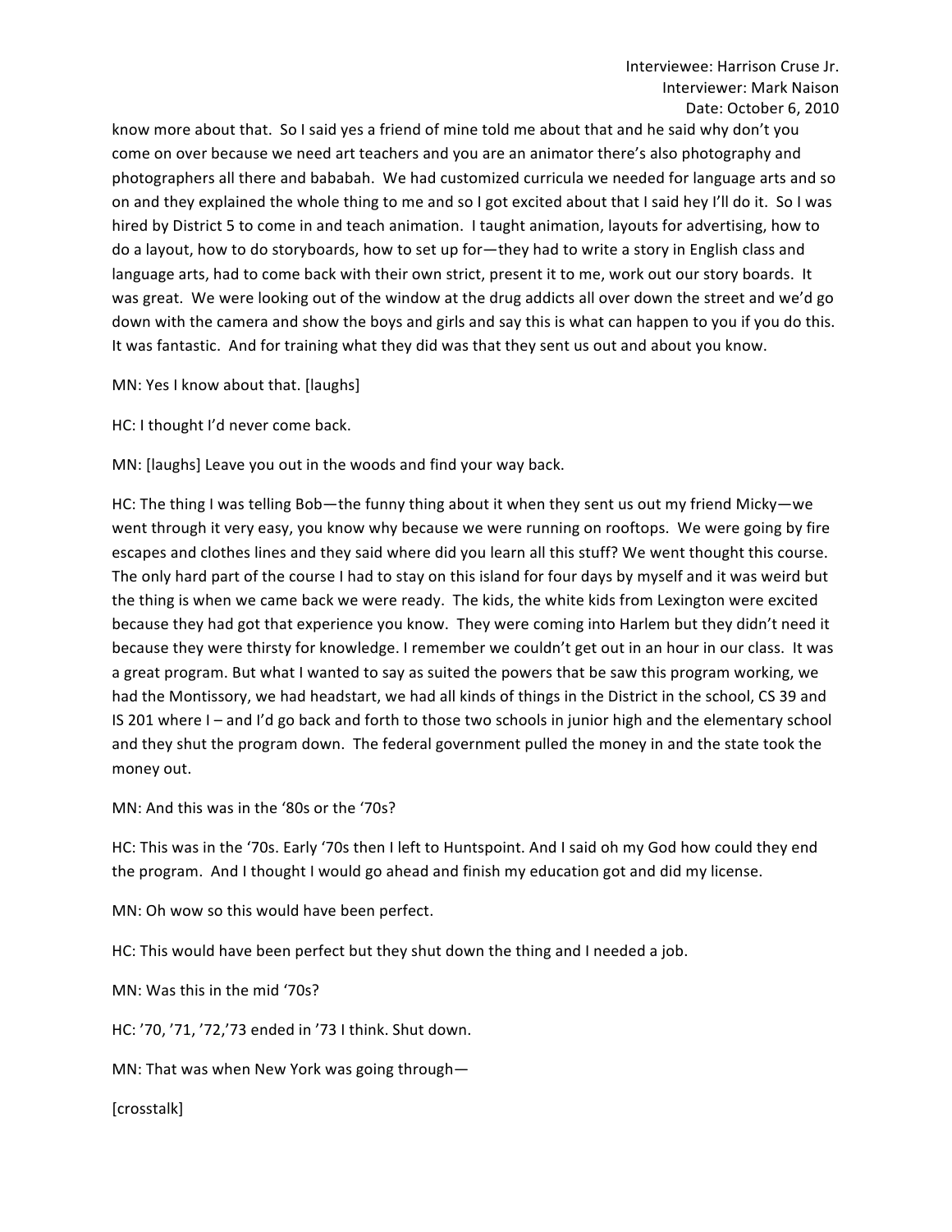know more about that. So I said yes a friend of mine told me about that and he said why don't you come on over because we need art teachers and you are an animator there's also photography and photographers all there and bababah. We had customized curricula we needed for language arts and so on and they explained the whole thing to me and so I got excited about that I said hey I'll do it. So I was hired by District 5 to come in and teach animation. I taught animation, layouts for advertising, how to do a layout, how to do storyboards, how to set up for—they had to write a story in English class and language arts, had to come back with their own strict, present it to me, work out our story boards. It was great. We were looking out of the window at the drug addicts all over down the street and we'd go down with the camera and show the boys and girls and say this is what can happen to you if you do this. It was fantastic. And for training what they did was that they sent us out and about you know.

MN: Yes I know about that. [laughs]

HC: I thought I'd never come back.

MN: [laughs] Leave you out in the woods and find your way back.

HC: The thing I was telling Bob—the funny thing about it when they sent us out my friend Micky—we went through it very easy, you know why because we were running on rooftops. We were going by fire escapes and clothes lines and they said where did you learn all this stuff? We went thought this course. The only hard part of the course I had to stay on this island for four days by myself and it was weird but the thing is when we came back we were ready. The kids, the white kids from Lexington were excited because they had got that experience you know. They were coming into Harlem but they didn't need it because they were thirsty for knowledge. I remember we couldn't get out in an hour in our class. It was a great program. But what I wanted to say as suited the powers that be saw this program working, we had the Montissory, we had headstart, we had all kinds of things in the District in the school, CS 39 and IS 201 where I – and I'd go back and forth to those two schools in junior high and the elementary school and they shut the program down. The federal government pulled the money in and the state took the money out.

MN: And this was in the '80s or the '70s?

HC: This was in the '70s. Early '70s then I left to Huntspoint. And I said oh my God how could they end the program. And I thought I would go ahead and finish my education got and did my license.

MN: Oh wow so this would have been perfect.

HC: This would have been perfect but they shut down the thing and I needed a job.

MN: Was this in the mid '70s?

HC: '70, '71, '72,'73 ended in '73 I think. Shut down.

MN: That was when New York was going through—

[crosstalk]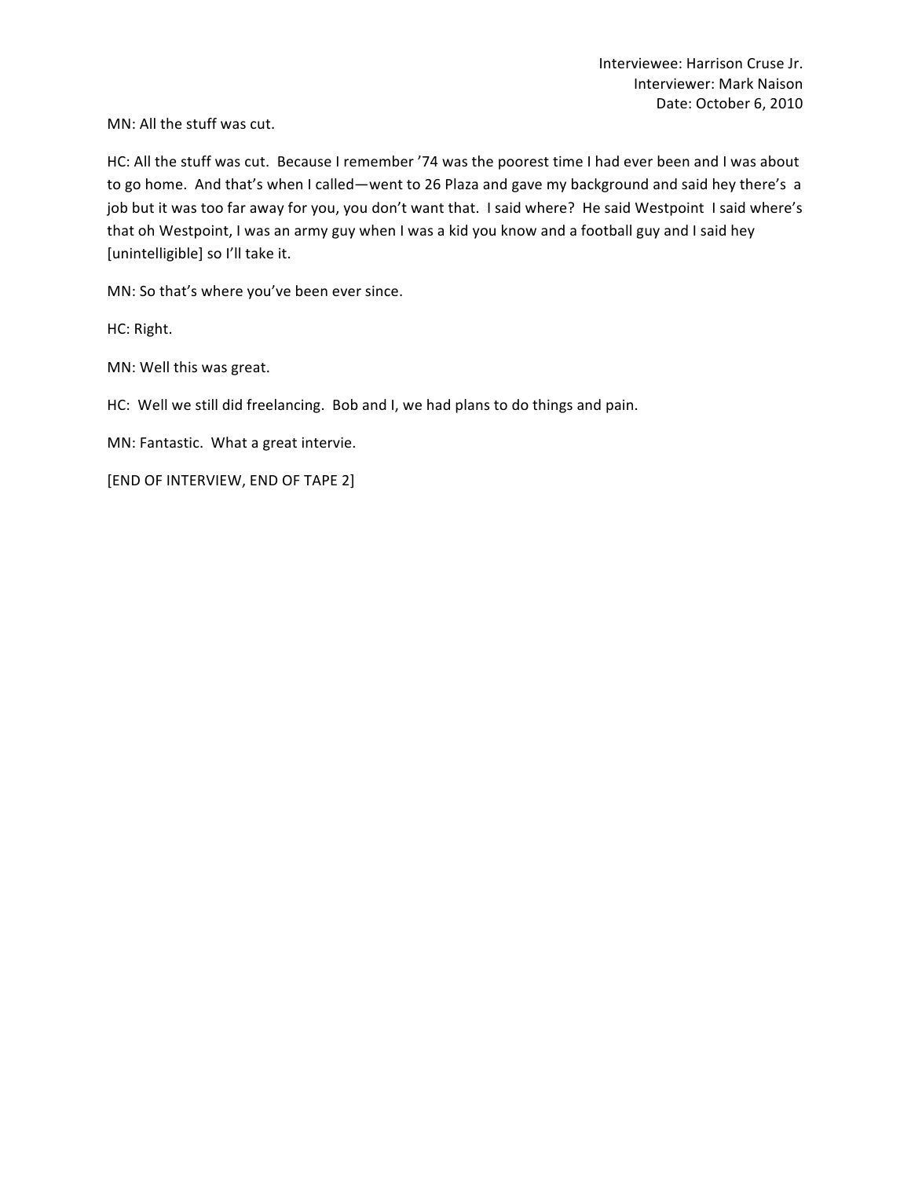MN: All the stuff was cut.

HC: All the stuff was cut. Because I remember '74 was the poorest time I had ever been and I was about to go home. And that's when I called—went to 26 Plaza and gave my background and said hey there's a job but it was too far away for you, you don't want that. I said where? He said Westpoint I said where's that oh Westpoint, I was an army guy when I was a kid you know and a football guy and I said hey [unintelligible] so I'll take it.

MN: So that's where you've been ever since.

HC: Right.

MN: Well this was great.

HC: Well we still did freelancing. Bob and I, we had plans to do things and pain.

MN: Fantastic. What a great intervie.

[END OF INTERVIEW, END OF TAPE 2]